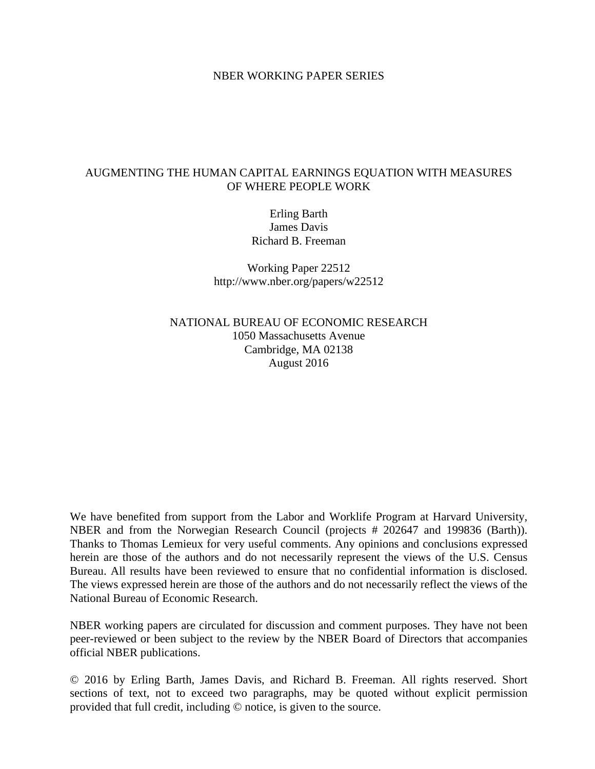NBER WORKING PAPER SERIES

# AUGMENTING THE HUMAN CAPITAL EARNINGS EQUATION WITH MEASURES OF WHERE PEOPLE WORK

Erling Barth
James Davis
Richard B. Freeman

Working Paper 22512
http://www.nber.org/papers/w22512

NATIONAL BUREAU OF ECONOMIC RESEARCH
1050 Massachusetts Avenue
Cambridge, MA 02138
August 2016

We have benefited from support from the Labor and Worklife Program at Harvard University, NBER and from the Norwegian Research Council (projects # 202647 and 199836 (Barth)). Thanks to Thomas Lemieux for very useful comments. Any opinions and conclusions expressed herein are those of the authors and do not necessarily represent the views of the U.S. Census Bureau. All results have been reviewed to ensure that no confidential information is disclosed. The views expressed herein are those of the authors and do not necessarily reflect the views of the National Bureau of Economic Research.

NBER working papers are circulated for discussion and comment purposes. They have not been peer-reviewed or been subject to the review by the NBER Board of Directors that accompanies official NBER publications.

© 2016 by Erling Barth, James Davis, and Richard B. Freeman. All rights reserved. Short sections of text, not to exceed two paragraphs, may be quoted without explicit permission provided that full credit, including © notice, is given to the source.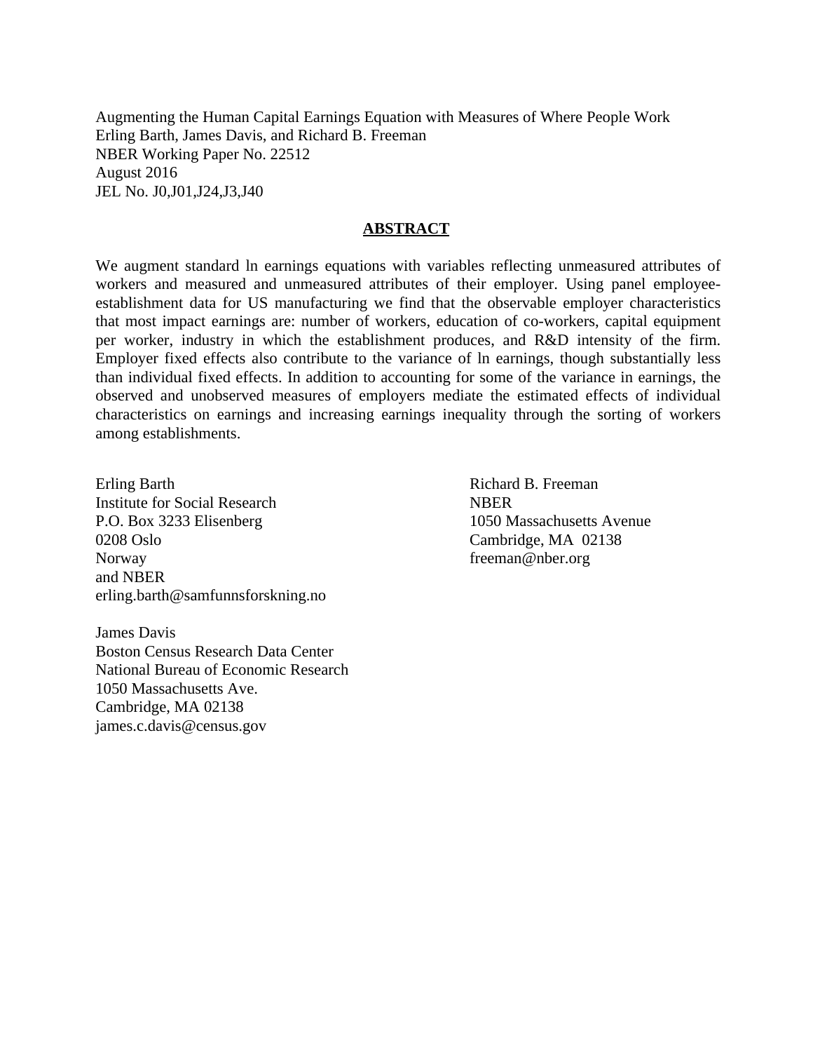Augmenting the Human Capital Earnings Equation with Measures of Where People Work
Erling Barth, James Davis, and Richard B. Freeman
NBER Working Paper No. 22512
August 2016
JEL No. J0,J01,J24,J3,J40

## ABSTRACT

We augment standard ln earnings equations with variables reflecting unmeasured attributes of workers and measured and unmeasured attributes of their employer. Using panel employee-establishment data for US manufacturing we find that the observable employer characteristics that most impact earnings are: number of workers, education of co-workers, capital equipment per worker, industry in which the establishment produces, and R&D intensity of the firm. Employer fixed effects also contribute to the variance of ln earnings, though substantially less than individual fixed effects. In addition to accounting for some of the variance in earnings, the observed and unobserved measures of employers mediate the estimated effects of individual characteristics on earnings and increasing earnings inequality through the sorting of workers among establishments.

Erling Barth
Institute for Social Research
P.O. Box 3233 Elisenberg
0208 Oslo
Norway
and NBER
erling.barth@samfunnsforskning.no

James Davis
Boston Census Research Data Center
National Bureau of Economic Research
1050 Massachusetts Ave.
Cambridge, MA 02138
james.c.davis@census.gov

Richard B. Freeman
NBER
1050 Massachusetts Avenue
Cambridge, MA 02138
freeman@nber.org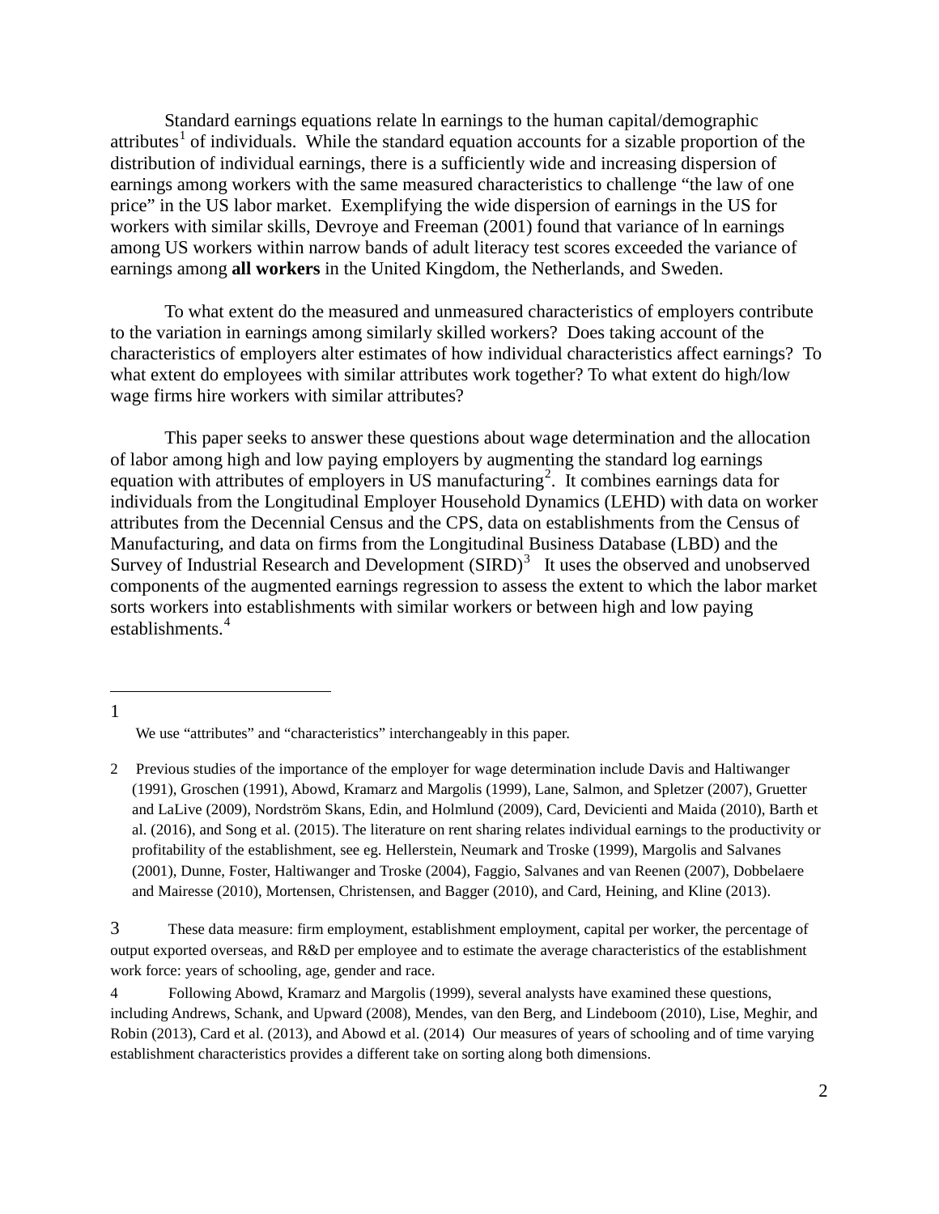Standard earnings equations relate ln earnings to the human capital/demographic attributes[1] of individuals. While the standard equation accounts for a sizable proportion of the distribution of individual earnings, there is a sufficiently wide and increasing dispersion of earnings among workers with the same measured characteristics to challenge "the law of one price" in the US labor market. Exemplifying the wide dispersion of earnings in the US for workers with similar skills, Devroye and Freeman (2001) found that variance of ln earnings among US workers within narrow bands of adult literacy test scores exceeded the variance of earnings among **all workers** in the United Kingdom, the Netherlands, and Sweden.

To what extent do the measured and unmeasured characteristics of employers contribute to the variation in earnings among similarly skilled workers? Does taking account of the characteristics of employers alter estimates of how individual characteristics affect earnings? To what extent do employees with similar attributes work together? To what extent do high/low wage firms hire workers with similar attributes?

This paper seeks to answer these questions about wage determination and the allocation of labor among high and low paying employers by augmenting the standard log earnings equation with attributes of employers in US manufacturing[2]. It combines earnings data for individuals from the Longitudinal Employer Household Dynamics (LEHD) with data on worker attributes from the Decennial Census and the CPS, data on establishments from the Census of Manufacturing, and data on firms from the Longitudinal Business Database (LBD) and the Survey of Industrial Research and Development (SIRD)[3] It uses the observed and unobserved components of the augmented earnings regression to assess the extent to which the labor market sorts workers into establishments with similar workers or between high and low paying establishments.[4]

---

1 We use "attributes" and "characteristics" interchangeably in this paper.

2 Previous studies of the importance of the employer for wage determination include Davis and Haltiwanger (1991), Groschen (1991), Abowd, Kramarz and Margolis (1999), Lane, Salmon, and Spletzer (2007), Gruetter and LaLive (2009), Nordström Skans, Edin, and Holmlund (2009), Card, Devicienti and Maida (2010), Barth et al. (2016), and Song et al. (2015). The literature on rent sharing relates individual earnings to the productivity or profitability of the establishment, see eg. Hellerstein, Neumark and Troske (1999), Margolis and Salvanes (2001), Dunne, Foster, Haltiwanger and Troske (2004), Faggio, Salvanes and van Reenen (2007), Dobbelaere and Mairesse (2010), Mortensen, Christensen, and Bagger (2010), and Card, Heining, and Kline (2013).

3 These data measure: firm employment, establishment employment, capital per worker, the percentage of output exported overseas, and R&D per employee and to estimate the average characteristics of the establishment work force: years of schooling, age, gender and race.

4 Following Abowd, Kramarz and Margolis (1999), several analysts have examined these questions, including Andrews, Schank, and Upward (2008), Mendes, van den Berg, and Lindeboom (2010), Lise, Meghir, and Robin (2013), Card et al. (2013), and Abowd et al. (2014) Our measures of years of schooling and of time varying establishment characteristics provides a different take on sorting along both dimensions.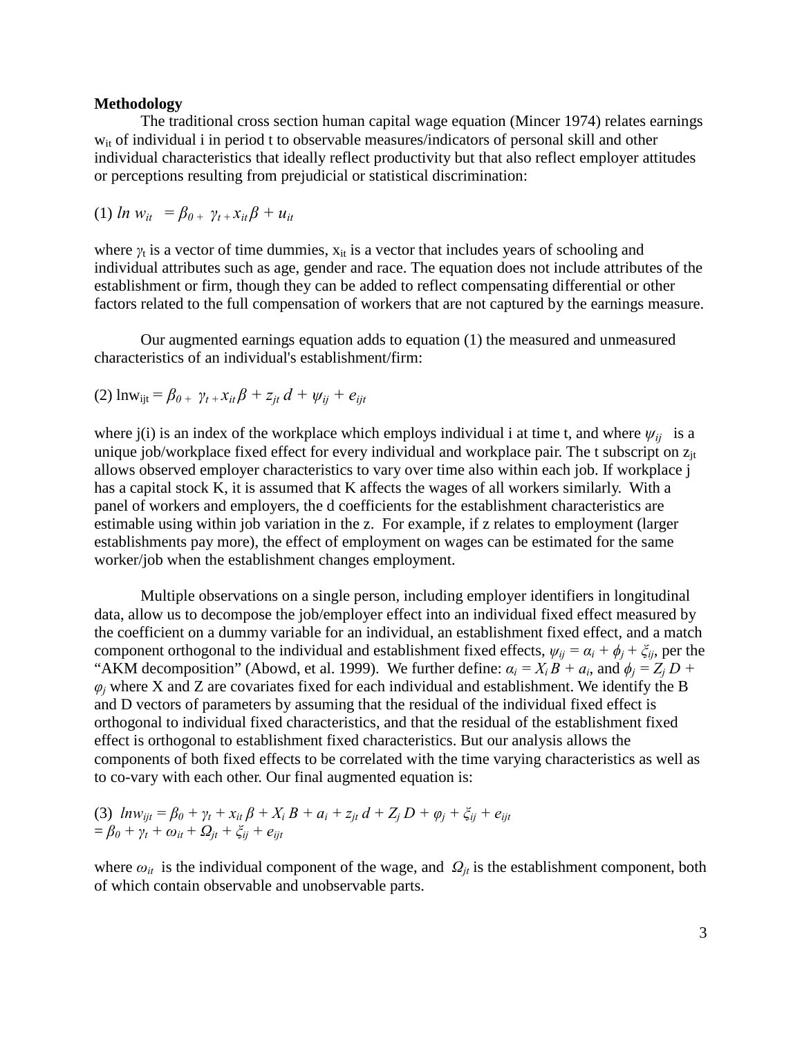**Methodology**

The traditional cross section human capital wage equation (Mincer 1974) relates earnings $w_{it}$ of individual i in period t to observable measures/indicators of personal skill and other individual characteristics that ideally reflect productivity but that also reflect employer attitudes or perceptions resulting from prejudicial or statistical discrimination:

$$(1)\ \ln w_{it} = \beta_0 + \gamma_t + x_{it}\beta + u_{it}$$

where $\gamma_t$ is a vector of time dummies, $x_{it}$ is a vector that includes years of schooling and individual attributes such as age, gender and race. The equation does not include attributes of the establishment or firm, though they can be added to reflect compensating differential or other factors related to the full compensation of workers that are not captured by the earnings measure.

Our augmented earnings equation adds to equation (1) the measured and unmeasured characteristics of an individual's establishment/firm:

$$(2)\ \ln w_{ijt} = \beta_0 + \gamma_t + x_{it}\beta + z_{jt}\, d + \psi_{ij} + e_{ijt}$$

where j(i) is an index of the workplace which employs individual i at time t, and where $\psi_{ij}$ is a unique job/workplace fixed effect for every individual and workplace pair. The t subscript on $z_{jt}$ allows observed employer characteristics to vary over time also within each job. If workplace j has a capital stock K, it is assumed that K affects the wages of all workers similarly. With a panel of workers and employers, the d coefficients for the establishment characteristics are estimable using within job variation in the z. For example, if z relates to employment (larger establishments pay more), the effect of employment on wages can be estimated for the same worker/job when the establishment changes employment.

Multiple observations on a single person, including employer identifiers in longitudinal data, allow us to decompose the job/employer effect into an individual fixed effect measured by the coefficient on a dummy variable for an individual, an establishment fixed effect, and a match component orthogonal to the individual and establishment fixed effects, $\psi_{ij} = \alpha_i + \phi_j + \xi_{ij}$, per the "AKM decomposition" (Abowd, et al. 1999). We further define: $\alpha_i = X_i B + a_i$, and $\phi_j = Z_j D + \varphi_j$ where X and Z are covariates fixed for each individual and establishment. We identify the B and D vectors of parameters by assuming that the residual of the individual fixed effect is orthogonal to individual fixed characteristics, and that the residual of the establishment fixed effect is orthogonal to establishment fixed characteristics. But our analysis allows the components of both fixed effects to be correlated with the time varying characteristics as well as to co-vary with each other. Our final augmented equation is:

$$(3)\ \ln w_{ijt} = \beta_0 + \gamma_t + x_{it}\beta + X_i B + a_i + z_{jt}\, d + Z_j D + \varphi_j + \xi_{ij} + e_{ijt}$$
$$= \beta_0 + \gamma_t + \omega_{it} + \Omega_{jt} + \xi_{ij} + e_{ijt}$$

where $\omega_{it}$ is the individual component of the wage, and $\Omega_{jt}$ is the establishment component, both of which contain observable and unobservable parts.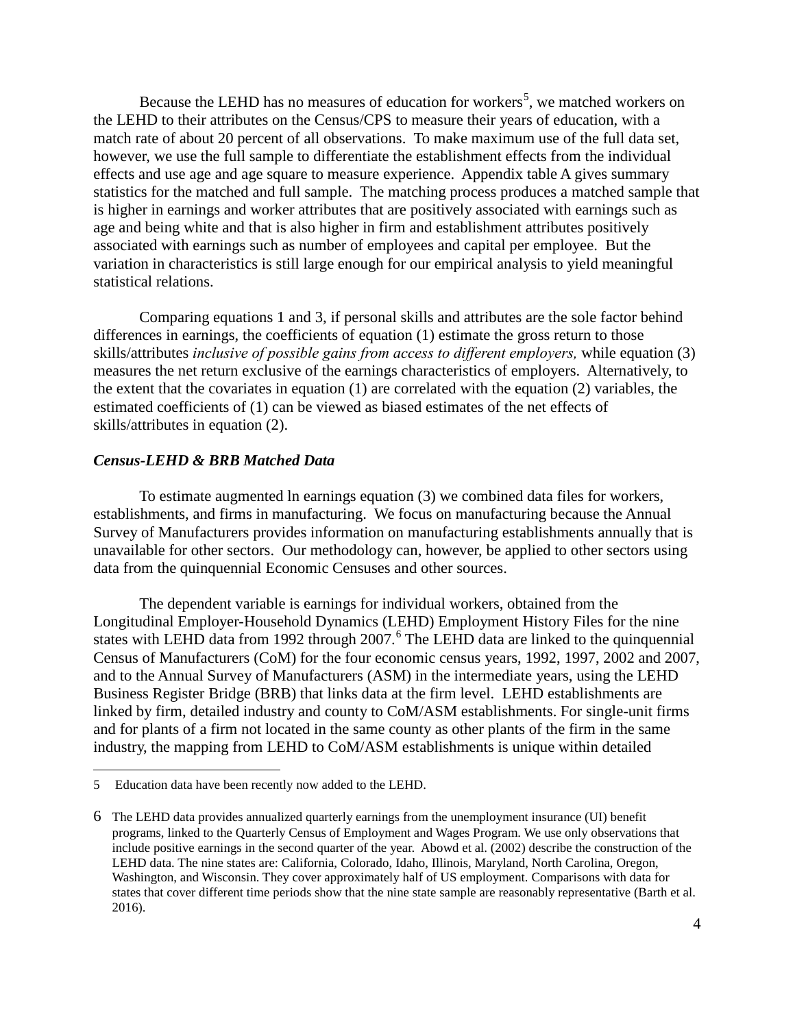Because the LEHD has no measures of education for workers[5], we matched workers on the LEHD to their attributes on the Census/CPS to measure their years of education, with a match rate of about 20 percent of all observations. To make maximum use of the full data set, however, we use the full sample to differentiate the establishment effects from the individual effects and use age and age square to measure experience. Appendix table A gives summary statistics for the matched and full sample. The matching process produces a matched sample that is higher in earnings and worker attributes that are positively associated with earnings such as age and being white and that is also higher in firm and establishment attributes positively associated with earnings such as number of employees and capital per employee. But the variation in characteristics is still large enough for our empirical analysis to yield meaningful statistical relations.

Comparing equations 1 and 3, if personal skills and attributes are the sole factor behind differences in earnings, the coefficients of equation (1) estimate the gross return to those skills/attributes *inclusive of possible gains from access to different employers,* while equation (3) measures the net return exclusive of the earnings characteristics of employers. Alternatively, to the extent that the covariates in equation (1) are correlated with the equation (2) variables, the estimated coefficients of (1) can be viewed as biased estimates of the net effects of skills/attributes in equation (2).

### *Census-LEHD & BRB Matched Data*

To estimate augmented ln earnings equation (3) we combined data files for workers, establishments, and firms in manufacturing. We focus on manufacturing because the Annual Survey of Manufacturers provides information on manufacturing establishments annually that is unavailable for other sectors. Our methodology can, however, be applied to other sectors using data from the quinquennial Economic Censuses and other sources.

The dependent variable is earnings for individual workers, obtained from the Longitudinal Employer-Household Dynamics (LEHD) Employment History Files for the nine states with LEHD data from 1992 through 2007.[6] The LEHD data are linked to the quinquennial Census of Manufacturers (CoM) for the four economic census years, 1992, 1997, 2002 and 2007, and to the Annual Survey of Manufacturers (ASM) in the intermediate years, using the LEHD Business Register Bridge (BRB) that links data at the firm level. LEHD establishments are linked by firm, detailed industry and county to CoM/ASM establishments. For single-unit firms and for plants of a firm not located in the same county as other plants of the firm in the same industry, the mapping from LEHD to CoM/ASM establishments is unique within detailed

---

5 Education data have been recently now added to the LEHD.

6 The LEHD data provides annualized quarterly earnings from the unemployment insurance (UI) benefit programs, linked to the Quarterly Census of Employment and Wages Program. We use only observations that include positive earnings in the second quarter of the year. Abowd et al. (2002) describe the construction of the LEHD data. The nine states are: California, Colorado, Idaho, Illinois, Maryland, North Carolina, Oregon, Washington, and Wisconsin. They cover approximately half of US employment. Comparisons with data for states that cover different time periods show that the nine state sample are reasonably representative (Barth et al. 2016).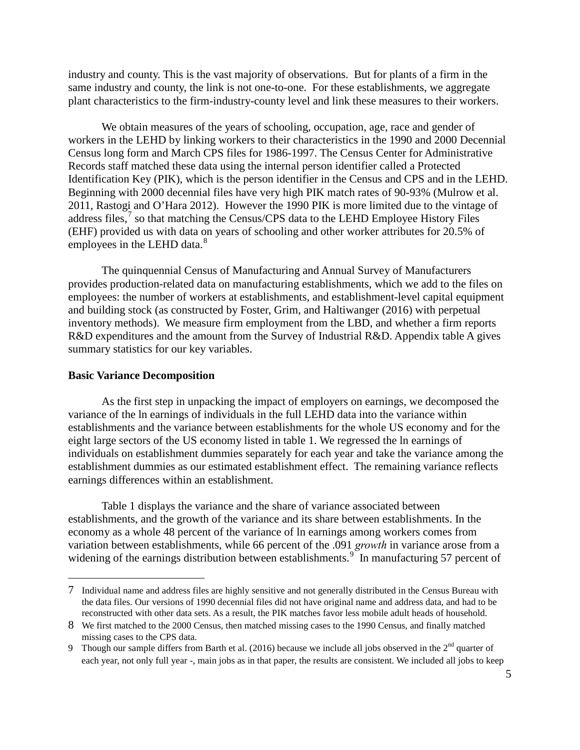industry and county. This is the vast majority of observations. But for plants of a firm in the same industry and county, the link is not one-to-one. For these establishments, we aggregate plant characteristics to the firm-industry-county level and link these measures to their workers.

We obtain measures of the years of schooling, occupation, age, race and gender of workers in the LEHD by linking workers to their characteristics in the 1990 and 2000 Decennial Census long form and March CPS files for 1986-1997. The Census Center for Administrative Records staff matched these data using the internal person identifier called a Protected Identification Key (PIK), which is the person identifier in the Census and CPS and in the LEHD. Beginning with 2000 decennial files have very high PIK match rates of 90-93% (Mulrow et al. 2011, Rastogi and O'Hara 2012). However the 1990 PIK is more limited due to the vintage of address files,[7] so that matching the Census/CPS data to the LEHD Employee History Files (EHF) provided us with data on years of schooling and other worker attributes for 20.5% of employees in the LEHD data.[8]

The quinquennial Census of Manufacturing and Annual Survey of Manufacturers provides production-related data on manufacturing establishments, which we add to the files on employees: the number of workers at establishments, and establishment-level capital equipment and building stock (as constructed by Foster, Grim, and Haltiwanger (2016) with perpetual inventory methods). We measure firm employment from the LBD, and whether a firm reports R&D expenditures and the amount from the Survey of Industrial R&D. Appendix table A gives summary statistics for our key variables.

**Basic Variance Decomposition**

As the first step in unpacking the impact of employers on earnings, we decomposed the variance of the ln earnings of individuals in the full LEHD data into the variance within establishments and the variance between establishments for the whole US economy and for the eight large sectors of the US economy listed in table 1. We regressed the ln earnings of individuals on establishment dummies separately for each year and take the variance among the establishment dummies as our estimated establishment effect. The remaining variance reflects earnings differences within an establishment.

Table 1 displays the variance and the share of variance associated between establishments, and the growth of the variance and its share between establishments. In the economy as a whole 48 percent of the variance of ln earnings among workers comes from variation between establishments, while 66 percent of the .091 *growth* in variance arose from a widening of the earnings distribution between establishments.[9] In manufacturing 57 percent of

---

7 Individual name and address files are highly sensitive and not generally distributed in the Census Bureau with the data files. Our versions of 1990 decennial files did not have original name and address data, and had to be reconstructed with other data sets. As a result, the PIK matches favor less mobile adult heads of household.

8 We first matched to the 2000 Census, then matched missing cases to the 1990 Census, and finally matched missing cases to the CPS data.

9 Though our sample differs from Barth et al. (2016) because we include all jobs observed in the 2nd quarter of each year, not only full year -, main jobs as in that paper, the results are consistent. We included all jobs to keep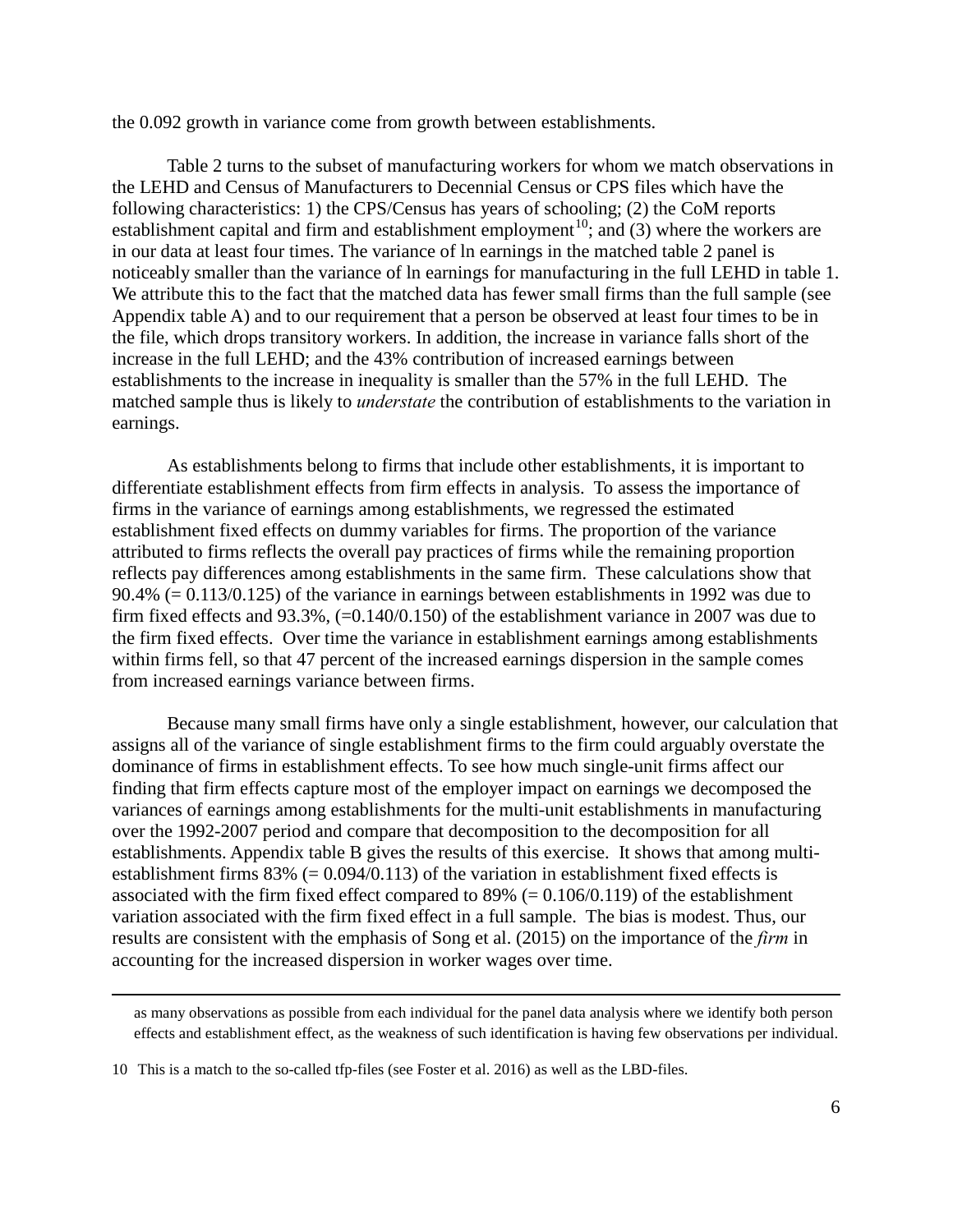the 0.092 growth in variance come from growth between establishments.

Table 2 turns to the subset of manufacturing workers for whom we match observations in the LEHD and Census of Manufacturers to Decennial Census or CPS files which have the following characteristics: 1) the CPS/Census has years of schooling; (2) the CoM reports establishment capital and firm and establishment employment[10]; and (3) where the workers are in our data at least four times. The variance of ln earnings in the matched table 2 panel is noticeably smaller than the variance of ln earnings for manufacturing in the full LEHD in table 1. We attribute this to the fact that the matched data has fewer small firms than the full sample (see Appendix table A) and to our requirement that a person be observed at least four times to be in the file, which drops transitory workers. In addition, the increase in variance falls short of the increase in the full LEHD; and the 43% contribution of increased earnings between establishments to the increase in inequality is smaller than the 57% in the full LEHD. The matched sample thus is likely to *understate* the contribution of establishments to the variation in earnings.

As establishments belong to firms that include other establishments, it is important to differentiate establishment effects from firm effects in analysis. To assess the importance of firms in the variance of earnings among establishments, we regressed the estimated establishment fixed effects on dummy variables for firms. The proportion of the variance attributed to firms reflects the overall pay practices of firms while the remaining proportion reflects pay differences among establishments in the same firm. These calculations show that 90.4% (= 0.113/0.125) of the variance in earnings between establishments in 1992 was due to firm fixed effects and 93.3%, (=0.140/0.150) of the establishment variance in 2007 was due to the firm fixed effects. Over time the variance in establishment earnings among establishments within firms fell, so that 47 percent of the increased earnings dispersion in the sample comes from increased earnings variance between firms.

Because many small firms have only a single establishment, however, our calculation that assigns all of the variance of single establishment firms to the firm could arguably overstate the dominance of firms in establishment effects. To see how much single-unit firms affect our finding that firm effects capture most of the employer impact on earnings we decomposed the variances of earnings among establishments for the multi-unit establishments in manufacturing over the 1992-2007 period and compare that decomposition to the decomposition for all establishments. Appendix table B gives the results of this exercise. It shows that among multi-establishment firms 83% (= 0.094/0.113) of the variation in establishment fixed effects is associated with the firm fixed effect compared to 89% (= 0.106/0.119) of the establishment variation associated with the firm fixed effect in a full sample. The bias is modest. Thus, our results are consistent with the emphasis of Song et al. (2015) on the importance of the *firm* in accounting for the increased dispersion in worker wages over time.

---

as many observations as possible from each individual for the panel data analysis where we identify both person effects and establishment effect, as the weakness of such identification is having few observations per individual.

10 This is a match to the so-called tfp-files (see Foster et al. 2016) as well as the LBD-files.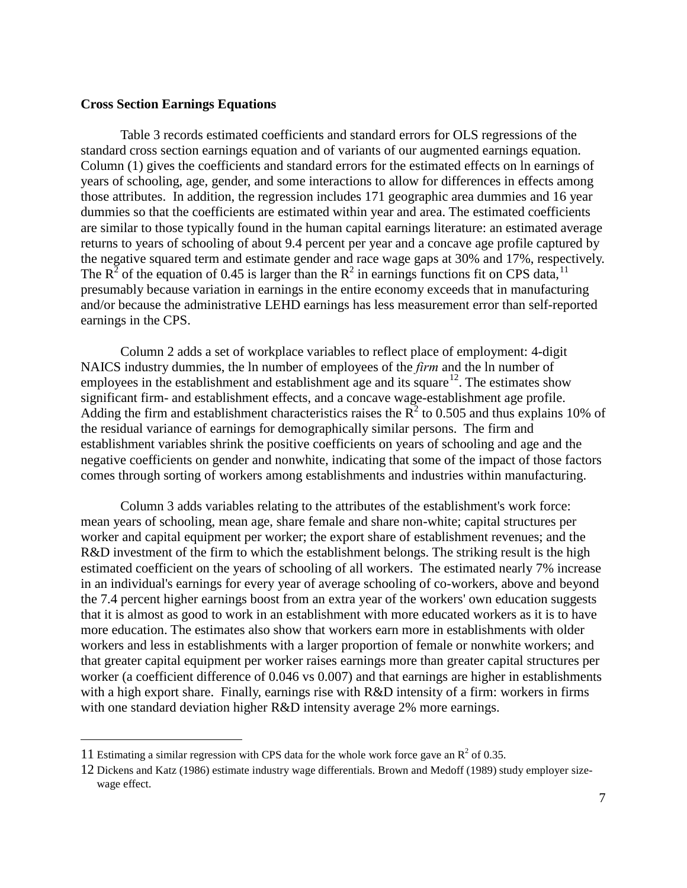**Cross Section Earnings Equations**

Table 3 records estimated coefficients and standard errors for OLS regressions of the standard cross section earnings equation and of variants of our augmented earnings equation. Column (1) gives the coefficients and standard errors for the estimated effects on ln earnings of years of schooling, age, gender, and some interactions to allow for differences in effects among those attributes. In addition, the regression includes 171 geographic area dummies and 16 year dummies so that the coefficients are estimated within year and area. The estimated coefficients are similar to those typically found in the human capital earnings literature: an estimated average returns to years of schooling of about 9.4 percent per year and a concave age profile captured by the negative squared term and estimate gender and race wage gaps at 30% and 17%, respectively. The $R^2$ of the equation of 0.45 is larger than the $R^2$ in earnings functions fit on CPS data,[11] presumably because variation in earnings in the entire economy exceeds that in manufacturing and/or because the administrative LEHD earnings has less measurement error than self-reported earnings in the CPS.

Column 2 adds a set of workplace variables to reflect place of employment: 4-digit NAICS industry dummies, the ln number of employees of the *firm* and the ln number of employees in the establishment and establishment age and its square[12]. The estimates show significant firm- and establishment effects, and a concave wage-establishment age profile. Adding the firm and establishment characteristics raises the $R^2$ to 0.505 and thus explains 10% of the residual variance of earnings for demographically similar persons. The firm and establishment variables shrink the positive coefficients on years of schooling and age and the negative coefficients on gender and nonwhite, indicating that some of the impact of those factors comes through sorting of workers among establishments and industries within manufacturing.

Column 3 adds variables relating to the attributes of the establishment's work force: mean years of schooling, mean age, share female and share non-white; capital structures per worker and capital equipment per worker; the export share of establishment revenues; and the R&D investment of the firm to which the establishment belongs. The striking result is the high estimated coefficient on the years of schooling of all workers. The estimated nearly 7% increase in an individual's earnings for every year of average schooling of co-workers, above and beyond the 7.4 percent higher earnings boost from an extra year of the workers' own education suggests that it is almost as good to work in an establishment with more educated workers as it is to have more education. The estimates also show that workers earn more in establishments with older workers and less in establishments with a larger proportion of female or nonwhite workers; and that greater capital equipment per worker raises earnings more than greater capital structures per worker (a coefficient difference of 0.046 vs 0.007) and that earnings are higher in establishments with a high export share. Finally, earnings rise with R&D intensity of a firm: workers in firms with one standard deviation higher R&D intensity average 2% more earnings.

---

11 Estimating a similar regression with CPS data for the whole work force gave an $R^2$ of 0.35.

12 Dickens and Katz (1986) estimate industry wage differentials. Brown and Medoff (1989) study employer size-wage effect.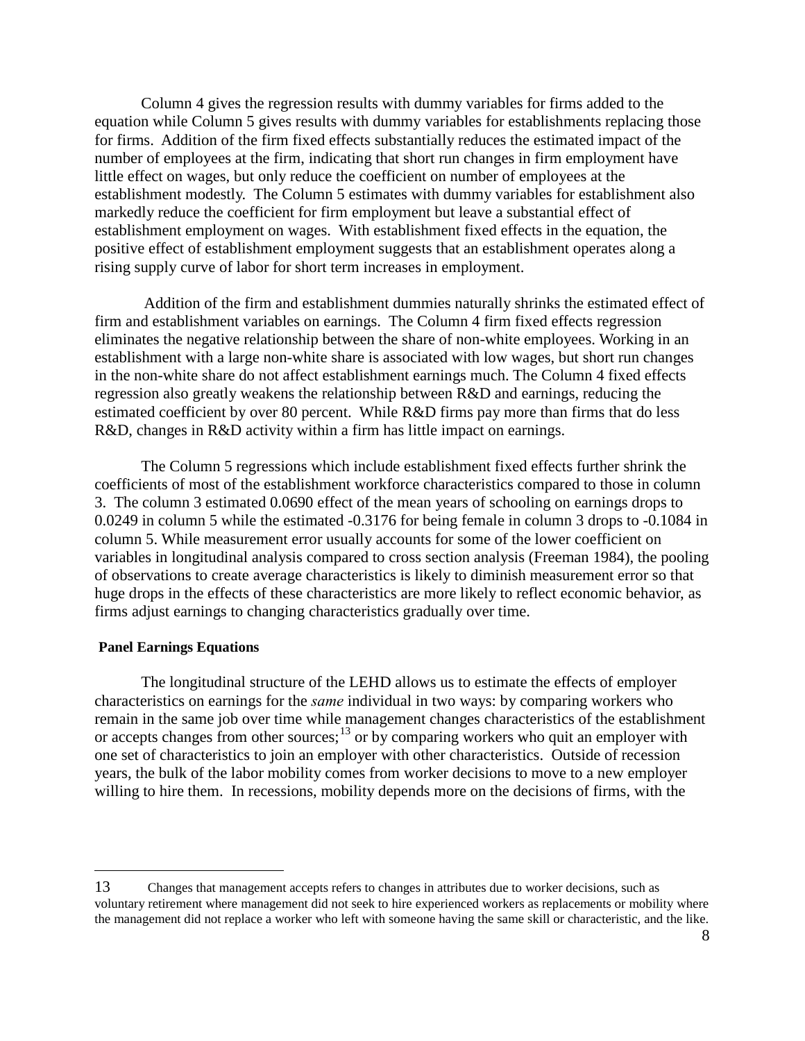Column 4 gives the regression results with dummy variables for firms added to the equation while Column 5 gives results with dummy variables for establishments replacing those for firms. Addition of the firm fixed effects substantially reduces the estimated impact of the number of employees at the firm, indicating that short run changes in firm employment have little effect on wages, but only reduce the coefficient on number of employees at the establishment modestly. The Column 5 estimates with dummy variables for establishment also markedly reduce the coefficient for firm employment but leave a substantial effect of establishment employment on wages. With establishment fixed effects in the equation, the positive effect of establishment employment suggests that an establishment operates along a rising supply curve of labor for short term increases in employment.

Addition of the firm and establishment dummies naturally shrinks the estimated effect of firm and establishment variables on earnings. The Column 4 firm fixed effects regression eliminates the negative relationship between the share of non-white employees. Working in an establishment with a large non-white share is associated with low wages, but short run changes in the non-white share do not affect establishment earnings much. The Column 4 fixed effects regression also greatly weakens the relationship between R&D and earnings, reducing the estimated coefficient by over 80 percent. While R&D firms pay more than firms that do less R&D, changes in R&D activity within a firm has little impact on earnings.

The Column 5 regressions which include establishment fixed effects further shrink the coefficients of most of the establishment workforce characteristics compared to those in column 3. The column 3 estimated 0.0690 effect of the mean years of schooling on earnings drops to 0.0249 in column 5 while the estimated -0.3176 for being female in column 3 drops to -0.1084 in column 5. While measurement error usually accounts for some of the lower coefficient on variables in longitudinal analysis compared to cross section analysis (Freeman 1984), the pooling of observations to create average characteristics is likely to diminish measurement error so that huge drops in the effects of these characteristics are more likely to reflect economic behavior, as firms adjust earnings to changing characteristics gradually over time.

**Panel Earnings Equations**

The longitudinal structure of the LEHD allows us to estimate the effects of employer characteristics on earnings for the *same* individual in two ways: by comparing workers who remain in the same job over time while management changes characteristics of the establishment or accepts changes from other sources;[13] or by comparing workers who quit an employer with one set of characteristics to join an employer with other characteristics. Outside of recession years, the bulk of the labor mobility comes from worker decisions to move to a new employer willing to hire them. In recessions, mobility depends more on the decisions of firms, with the

---

13 Changes that management accepts refers to changes in attributes due to worker decisions, such as voluntary retirement where management did not seek to hire experienced workers as replacements or mobility where the management did not replace a worker who left with someone having the same skill or characteristic, and the like.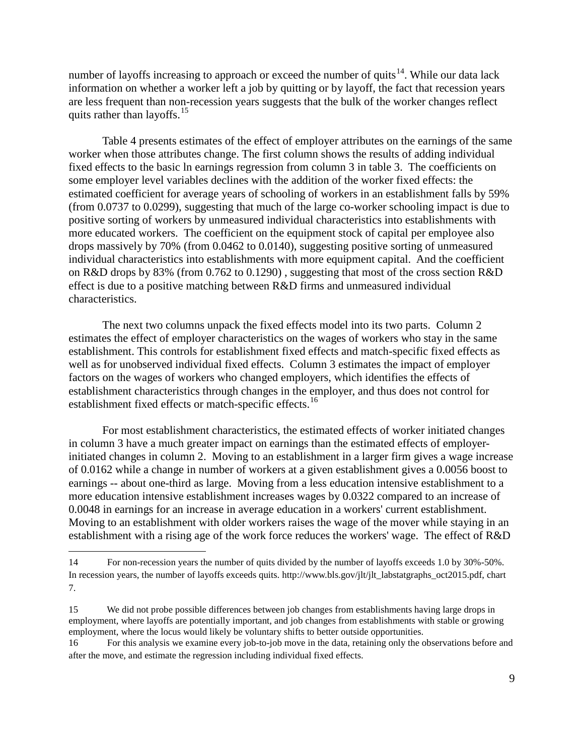number of layoffs increasing to approach or exceed the number of quits[14]. While our data lack information on whether a worker left a job by quitting or by layoff, the fact that recession years are less frequent than non-recession years suggests that the bulk of the worker changes reflect quits rather than layoffs.[15]

Table 4 presents estimates of the effect of employer attributes on the earnings of the same worker when those attributes change. The first column shows the results of adding individual fixed effects to the basic ln earnings regression from column 3 in table 3. The coefficients on some employer level variables declines with the addition of the worker fixed effects: the estimated coefficient for average years of schooling of workers in an establishment falls by 59% (from 0.0737 to 0.0299), suggesting that much of the large co-worker schooling impact is due to positive sorting of workers by unmeasured individual characteristics into establishments with more educated workers. The coefficient on the equipment stock of capital per employee also drops massively by 70% (from 0.0462 to 0.0140), suggesting positive sorting of unmeasured individual characteristics into establishments with more equipment capital. And the coefficient on R&D drops by 83% (from 0.762 to 0.1290) , suggesting that most of the cross section R&D effect is due to a positive matching between R&D firms and unmeasured individual characteristics.

The next two columns unpack the fixed effects model into its two parts. Column 2 estimates the effect of employer characteristics on the wages of workers who stay in the same establishment. This controls for establishment fixed effects and match-specific fixed effects as well as for unobserved individual fixed effects. Column 3 estimates the impact of employer factors on the wages of workers who changed employers, which identifies the effects of establishment characteristics through changes in the employer, and thus does not control for establishment fixed effects or match-specific effects.[16]

For most establishment characteristics, the estimated effects of worker initiated changes in column 3 have a much greater impact on earnings than the estimated effects of employer-initiated changes in column 2. Moving to an establishment in a larger firm gives a wage increase of 0.0162 while a change in number of workers at a given establishment gives a 0.0056 boost to earnings -- about one-third as large. Moving from a less education intensive establishment to a more education intensive establishment increases wages by 0.0322 compared to an increase of 0.0048 in earnings for an increase in average education in a workers' current establishment. Moving to an establishment with older workers raises the wage of the mover while staying in an establishment with a rising age of the work force reduces the workers' wage. The effect of R&D

---

14 For non-recession years the number of quits divided by the number of layoffs exceeds 1.0 by 30%-50%. In recession years, the number of layoffs exceeds quits. http://www.bls.gov/jlt/jlt_labstatgraphs_oct2015.pdf, chart 7.

15 We did not probe possible differences between job changes from establishments having large drops in employment, where layoffs are potentially important, and job changes from establishments with stable or growing employment, where the locus would likely be voluntary shifts to better outside opportunities.

16 For this analysis we examine every job-to-job move in the data, retaining only the observations before and after the move, and estimate the regression including individual fixed effects.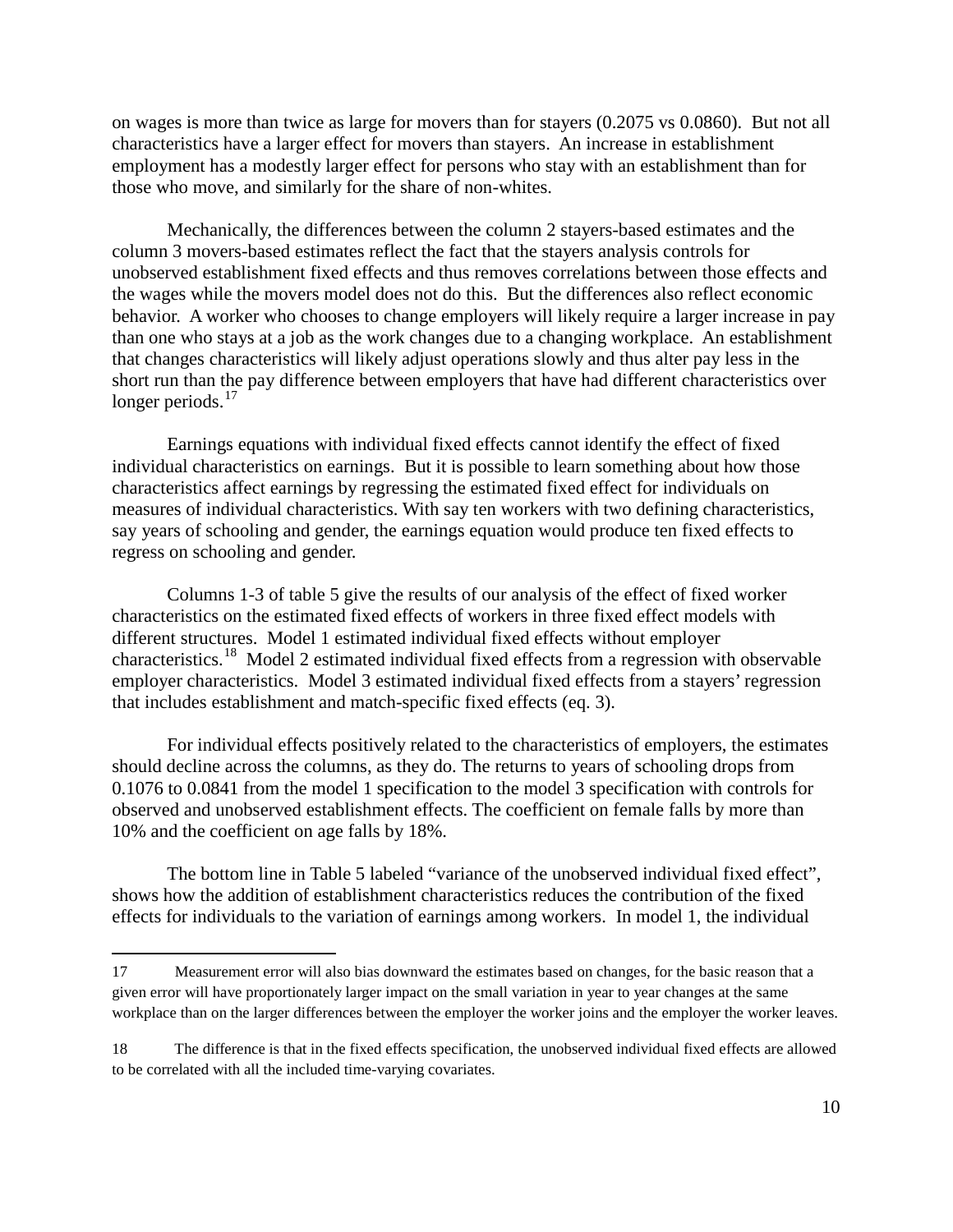on wages is more than twice as large for movers than for stayers (0.2075 vs 0.0860). But not all characteristics have a larger effect for movers than stayers. An increase in establishment employment has a modestly larger effect for persons who stay with an establishment than for those who move, and similarly for the share of non-whites.

Mechanically, the differences between the column 2 stayers-based estimates and the column 3 movers-based estimates reflect the fact that the stayers analysis controls for unobserved establishment fixed effects and thus removes correlations between those effects and the wages while the movers model does not do this. But the differences also reflect economic behavior. A worker who chooses to change employers will likely require a larger increase in pay than one who stays at a job as the work changes due to a changing workplace. An establishment that changes characteristics will likely adjust operations slowly and thus alter pay less in the short run than the pay difference between employers that have had different characteristics over longer periods.[17]

Earnings equations with individual fixed effects cannot identify the effect of fixed individual characteristics on earnings. But it is possible to learn something about how those characteristics affect earnings by regressing the estimated fixed effect for individuals on measures of individual characteristics. With say ten workers with two defining characteristics, say years of schooling and gender, the earnings equation would produce ten fixed effects to regress on schooling and gender.

Columns 1-3 of table 5 give the results of our analysis of the effect of fixed worker characteristics on the estimated fixed effects of workers in three fixed effect models with different structures. Model 1 estimated individual fixed effects without employer characteristics.[18] Model 2 estimated individual fixed effects from a regression with observable employer characteristics. Model 3 estimated individual fixed effects from a stayers' regression that includes establishment and match-specific fixed effects (eq. 3).

For individual effects positively related to the characteristics of employers, the estimates should decline across the columns, as they do. The returns to years of schooling drops from 0.1076 to 0.0841 from the model 1 specification to the model 3 specification with controls for observed and unobserved establishment effects. The coefficient on female falls by more than 10% and the coefficient on age falls by 18%.

The bottom line in Table 5 labeled "variance of the unobserved individual fixed effect", shows how the addition of establishment characteristics reduces the contribution of the fixed effects for individuals to the variation of earnings among workers. In model 1, the individual

---

17 Measurement error will also bias downward the estimates based on changes, for the basic reason that a given error will have proportionately larger impact on the small variation in year to year changes at the same workplace than on the larger differences between the employer the worker joins and the employer the worker leaves.

18 The difference is that in the fixed effects specification, the unobserved individual fixed effects are allowed to be correlated with all the included time-varying covariates.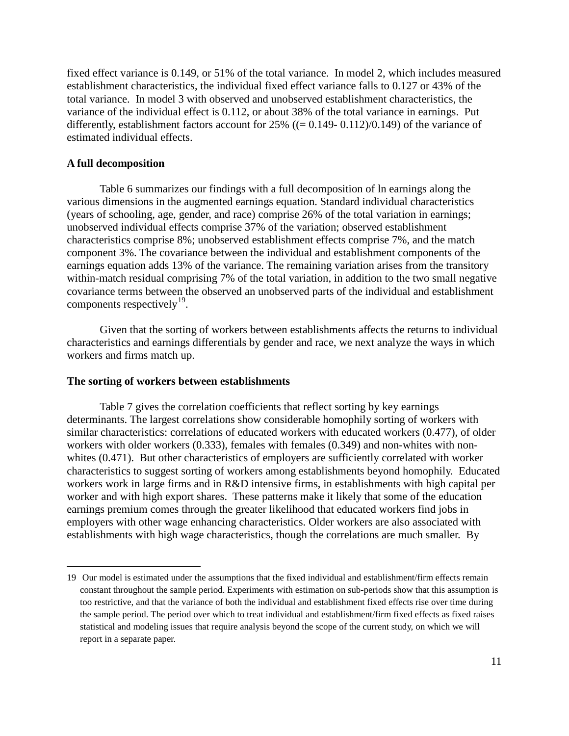fixed effect variance is 0.149, or 51% of the total variance. In model 2, which includes measured establishment characteristics, the individual fixed effect variance falls to 0.127 or 43% of the total variance. In model 3 with observed and unobserved establishment characteristics, the variance of the individual effect is 0.112, or about 38% of the total variance in earnings. Put differently, establishment factors account for 25% ((= 0.149- 0.112)/0.149) of the variance of estimated individual effects.

**A full decomposition**

Table 6 summarizes our findings with a full decomposition of ln earnings along the various dimensions in the augmented earnings equation. Standard individual characteristics (years of schooling, age, gender, and race) comprise 26% of the total variation in earnings; unobserved individual effects comprise 37% of the variation; observed establishment characteristics comprise 8%; unobserved establishment effects comprise 7%, and the match component 3%. The covariance between the individual and establishment components of the earnings equation adds 13% of the variance. The remaining variation arises from the transitory within-match residual comprising 7% of the total variation, in addition to the two small negative covariance terms between the observed an unobserved parts of the individual and establishment components respectively[19].

Given that the sorting of workers between establishments affects the returns to individual characteristics and earnings differentials by gender and race, we next analyze the ways in which workers and firms match up.

**The sorting of workers between establishments**

Table 7 gives the correlation coefficients that reflect sorting by key earnings determinants. The largest correlations show considerable homophily sorting of workers with similar characteristics: correlations of educated workers with educated workers (0.477), of older workers with older workers (0.333), females with females (0.349) and non-whites with non-whites (0.471). But other characteristics of employers are sufficiently correlated with worker characteristics to suggest sorting of workers among establishments beyond homophily. Educated workers work in large firms and in R&D intensive firms, in establishments with high capital per worker and with high export shares. These patterns make it likely that some of the education earnings premium comes through the greater likelihood that educated workers find jobs in employers with other wage enhancing characteristics. Older workers are also associated with establishments with high wage characteristics, though the correlations are much smaller. By

---

19 Our model is estimated under the assumptions that the fixed individual and establishment/firm effects remain constant throughout the sample period. Experiments with estimation on sub-periods show that this assumption is too restrictive, and that the variance of both the individual and establishment fixed effects rise over time during the sample period. The period over which to treat individual and establishment/firm fixed effects as fixed raises statistical and modeling issues that require analysis beyond the scope of the current study, on which we will report in a separate paper.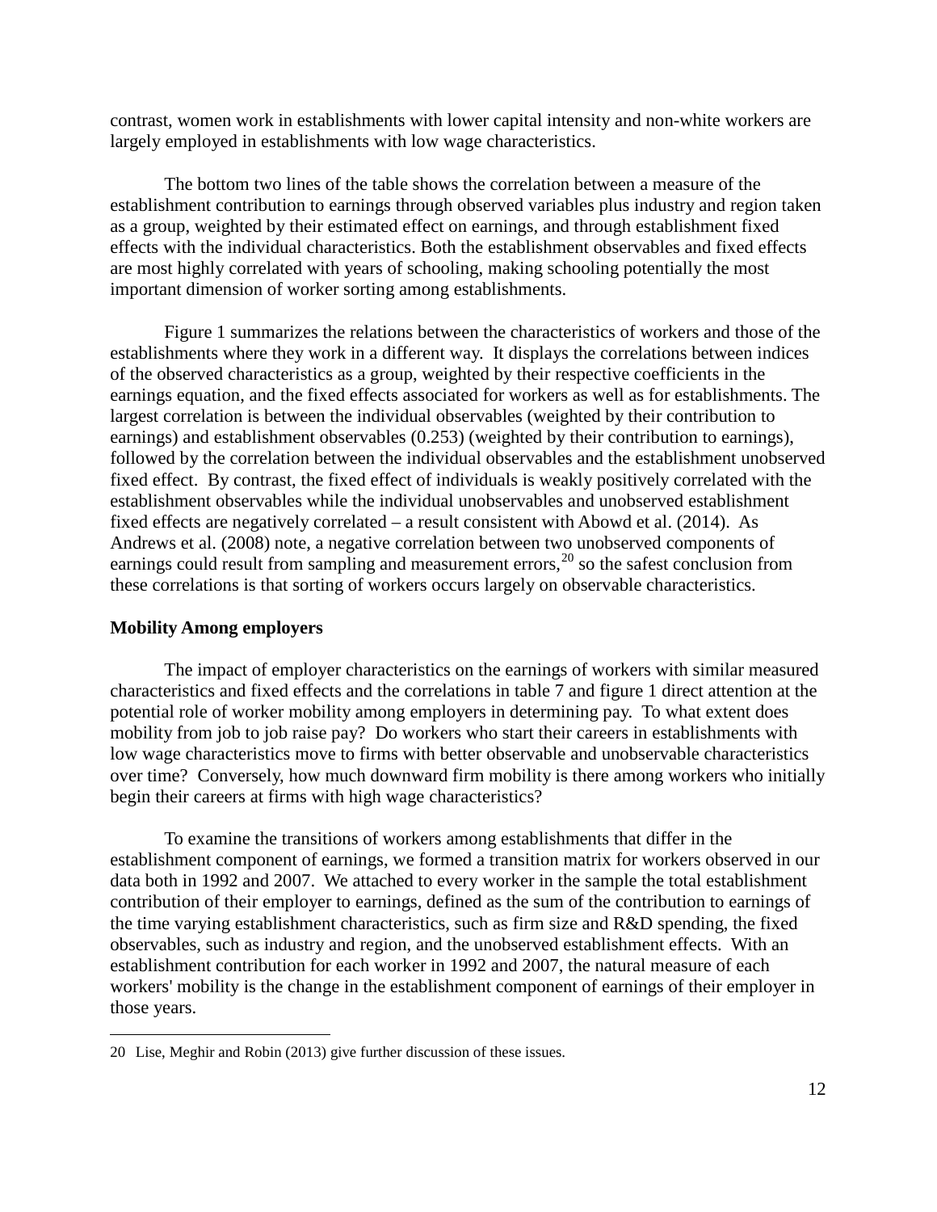contrast, women work in establishments with lower capital intensity and non-white workers are largely employed in establishments with low wage characteristics.

The bottom two lines of the table shows the correlation between a measure of the establishment contribution to earnings through observed variables plus industry and region taken as a group, weighted by their estimated effect on earnings, and through establishment fixed effects with the individual characteristics. Both the establishment observables and fixed effects are most highly correlated with years of schooling, making schooling potentially the most important dimension of worker sorting among establishments.

Figure 1 summarizes the relations between the characteristics of workers and those of the establishments where they work in a different way. It displays the correlations between indices of the observed characteristics as a group, weighted by their respective coefficients in the earnings equation, and the fixed effects associated for workers as well as for establishments. The largest correlation is between the individual observables (weighted by their contribution to earnings) and establishment observables (0.253) (weighted by their contribution to earnings), followed by the correlation between the individual observables and the establishment unobserved fixed effect. By contrast, the fixed effect of individuals is weakly positively correlated with the establishment observables while the individual unobservables and unobserved establishment fixed effects are negatively correlated – a result consistent with Abowd et al. (2014). As Andrews et al. (2008) note, a negative correlation between two unobserved components of earnings could result from sampling and measurement errors,[20] so the safest conclusion from these correlations is that sorting of workers occurs largely on observable characteristics.

**Mobility Among employers**

The impact of employer characteristics on the earnings of workers with similar measured characteristics and fixed effects and the correlations in table 7 and figure 1 direct attention at the potential role of worker mobility among employers in determining pay. To what extent does mobility from job to job raise pay? Do workers who start their careers in establishments with low wage characteristics move to firms with better observable and unobservable characteristics over time? Conversely, how much downward firm mobility is there among workers who initially begin their careers at firms with high wage characteristics?

To examine the transitions of workers among establishments that differ in the establishment component of earnings, we formed a transition matrix for workers observed in our data both in 1992 and 2007. We attached to every worker in the sample the total establishment contribution of their employer to earnings, defined as the sum of the contribution to earnings of the time varying establishment characteristics, such as firm size and R&D spending, the fixed observables, such as industry and region, and the unobserved establishment effects. With an establishment contribution for each worker in 1992 and 2007, the natural measure of each workers' mobility is the change in the establishment component of earnings of their employer in those years.

---

20 Lise, Meghir and Robin (2013) give further discussion of these issues.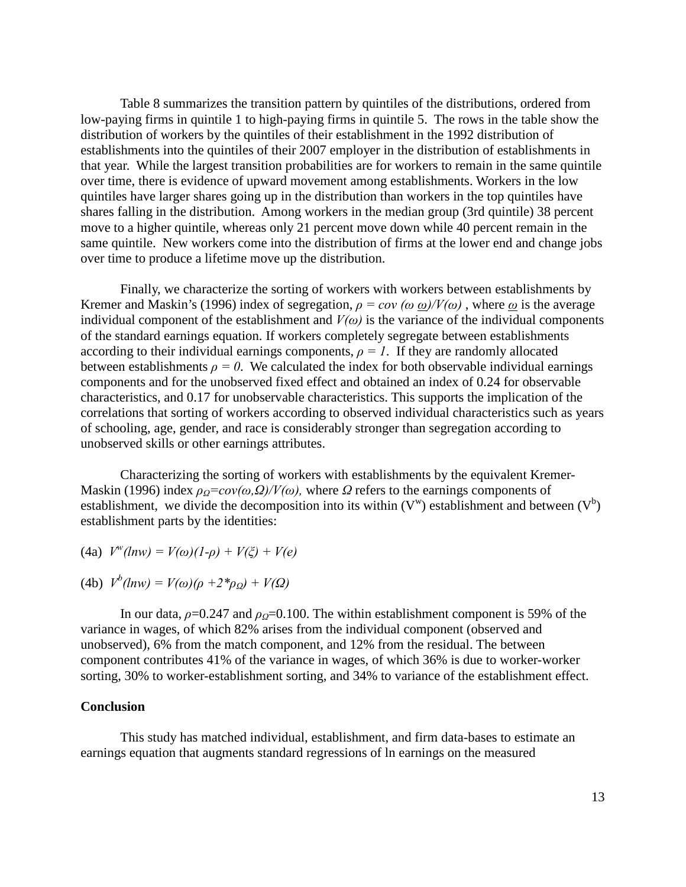Table 8 summarizes the transition pattern by quintiles of the distributions, ordered from low-paying firms in quintile 1 to high-paying firms in quintile 5. The rows in the table show the distribution of workers by the quintiles of their establishment in the 1992 distribution of establishments into the quintiles of their 2007 employer in the distribution of establishments in that year. While the largest transition probabilities are for workers to remain in the same quintile over time, there is evidence of upward movement among establishments. Workers in the low quintiles have larger shares going up in the distribution than workers in the top quintiles have shares falling in the distribution. Among workers in the median group (3rd quintile) 38 percent move to a higher quintile, whereas only 21 percent move down while 40 percent remain in the same quintile. New workers come into the distribution of firms at the lower end and change jobs over time to produce a lifetime move up the distribution.

Finally, we characterize the sorting of workers with workers between establishments by Kremer and Maskin's (1996) index of segregation, $\rho = cov(\omega\ \underline{\omega})/V(\omega)$ , where $\underline{\omega}$ is the average individual component of the establishment and $V(\omega)$ is the variance of the individual components of the standard earnings equation. If workers completely segregate between establishments according to their individual earnings components, $\rho = 1$. If they are randomly allocated between establishments $\rho = 0$. We calculated the index for both observable individual earnings components and for the unobserved fixed effect and obtained an index of 0.24 for observable characteristics, and 0.17 for unobservable characteristics. This supports the implication of the correlations that sorting of workers according to observed individual characteristics such as years of schooling, age, gender, and race is considerably stronger than segregation according to unobserved skills or other earnings attributes.

Characterizing the sorting of workers with establishments by the equivalent Kremer-Maskin (1996) index $\rho_\Omega = cov(\omega,\Omega)/V(\omega)$, where $\Omega$ refers to the earnings components of establishment, we divide the decomposition into its within ($V^w$) establishment and between ($V^b$) establishment parts by the identities:

(4a) $V^w(lnw) = V(\omega)(1\text{-}\rho) + V(\xi) + V(e)$

(4b) $V^b(lnw) = V(\omega)(\rho + 2{*}\rho_\Omega) + V(\Omega)$

In our data, $\rho$=0.247 and $\rho_\Omega$=0.100. The within establishment component is 59% of the variance in wages, of which 82% arises from the individual component (observed and unobserved), 6% from the match component, and 12% from the residual. The between component contributes 41% of the variance in wages, of which 36% is due to worker-worker sorting, 30% to worker-establishment sorting, and 34% to variance of the establishment effect.

**Conclusion**

This study has matched individual, establishment, and firm data-bases to estimate an earnings equation that augments standard regressions of ln earnings on the measured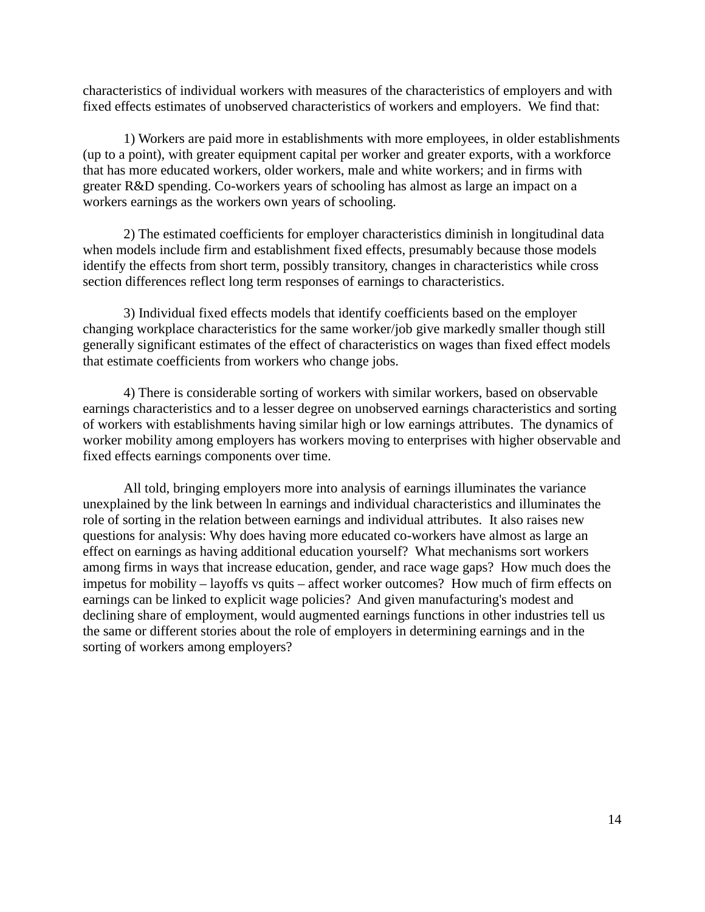characteristics of individual workers with measures of the characteristics of employers and with fixed effects estimates of unobserved characteristics of workers and employers. We find that:

1) Workers are paid more in establishments with more employees, in older establishments (up to a point), with greater equipment capital per worker and greater exports, with a workforce that has more educated workers, older workers, male and white workers; and in firms with greater R&D spending. Co-workers years of schooling has almost as large an impact on a workers earnings as the workers own years of schooling.

2) The estimated coefficients for employer characteristics diminish in longitudinal data when models include firm and establishment fixed effects, presumably because those models identify the effects from short term, possibly transitory, changes in characteristics while cross section differences reflect long term responses of earnings to characteristics.

3) Individual fixed effects models that identify coefficients based on the employer changing workplace characteristics for the same worker/job give markedly smaller though still generally significant estimates of the effect of characteristics on wages than fixed effect models that estimate coefficients from workers who change jobs.

4) There is considerable sorting of workers with similar workers, based on observable earnings characteristics and to a lesser degree on unobserved earnings characteristics and sorting of workers with establishments having similar high or low earnings attributes. The dynamics of worker mobility among employers has workers moving to enterprises with higher observable and fixed effects earnings components over time.

All told, bringing employers more into analysis of earnings illuminates the variance unexplained by the link between ln earnings and individual characteristics and illuminates the role of sorting in the relation between earnings and individual attributes. It also raises new questions for analysis: Why does having more educated co-workers have almost as large an effect on earnings as having additional education yourself? What mechanisms sort workers among firms in ways that increase education, gender, and race wage gaps? How much does the impetus for mobility – layoffs vs quits – affect worker outcomes? How much of firm effects on earnings can be linked to explicit wage policies? And given manufacturing's modest and declining share of employment, would augmented earnings functions in other industries tell us the same or different stories about the role of employers in determining earnings and in the sorting of workers among employers?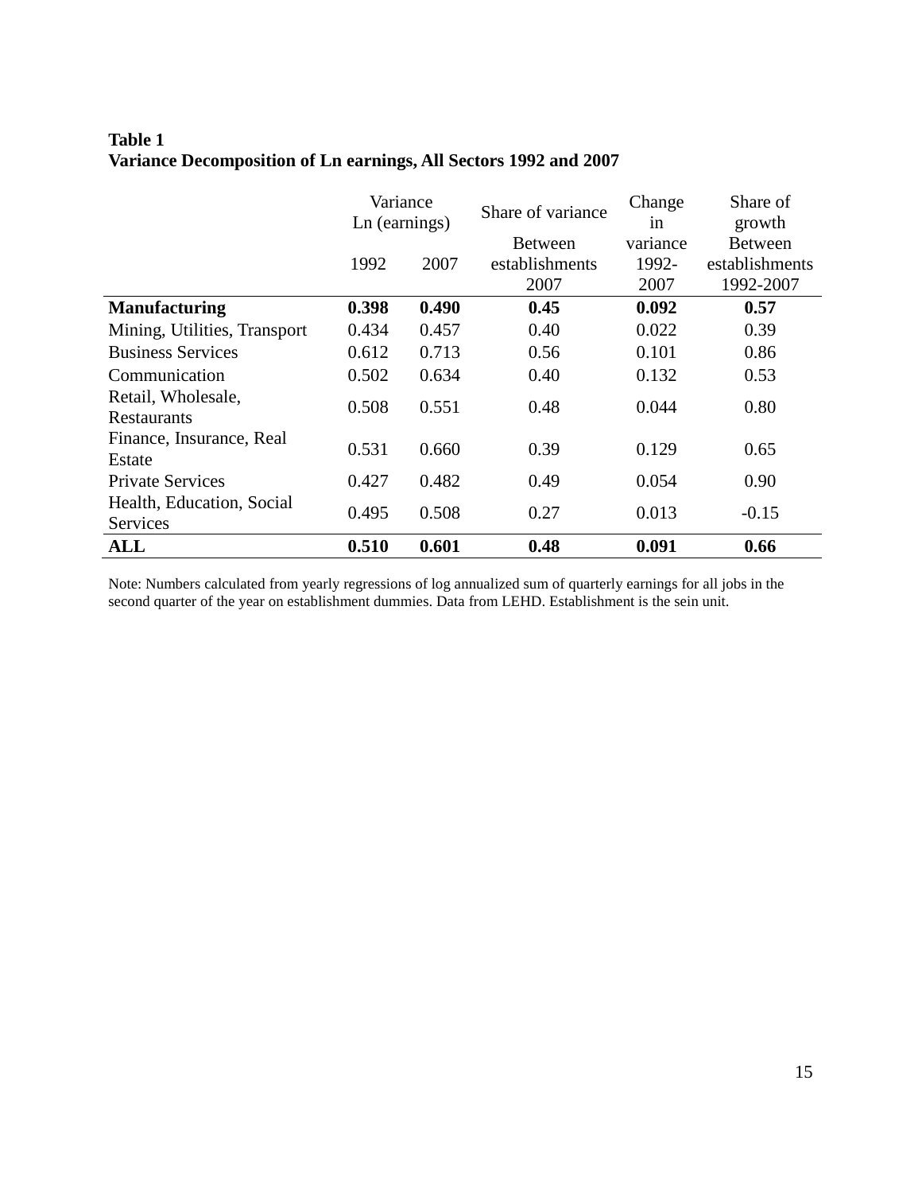**Table 1**
**Variance Decomposition of Ln earnings, All Sectors 1992 and 2007**

| | Variance Ln (earnings) 1992 | 2007 | Share of variance Between establishments 2007 | Change in variance 1992-2007 | Share of growth Between establishments 1992-2007 |
|---|---|---|---|---|---|
| **Manufacturing** | **0.398** | **0.490** | **0.45** | **0.092** | **0.57** |
| Mining, Utilities, Transport | 0.434 | 0.457 | 0.40 | 0.022 | 0.39 |
| Business Services | 0.612 | 0.713 | 0.56 | 0.101 | 0.86 |
| Communication | 0.502 | 0.634 | 0.40 | 0.132 | 0.53 |
| Retail, Wholesale, Restaurants | 0.508 | 0.551 | 0.48 | 0.044 | 0.80 |
| Finance, Insurance, Real Estate | 0.531 | 0.660 | 0.39 | 0.129 | 0.65 |
| Private Services | 0.427 | 0.482 | 0.49 | 0.054 | 0.90 |
| Health, Education, Social Services | 0.495 | 0.508 | 0.27 | 0.013 | -0.15 |
| **ALL** | **0.510** | **0.601** | **0.48** | **0.091** | **0.66** |

Note: Numbers calculated from yearly regressions of log annualized sum of quarterly earnings for all jobs in the second quarter of the year on establishment dummies. Data from LEHD. Establishment is the sein unit.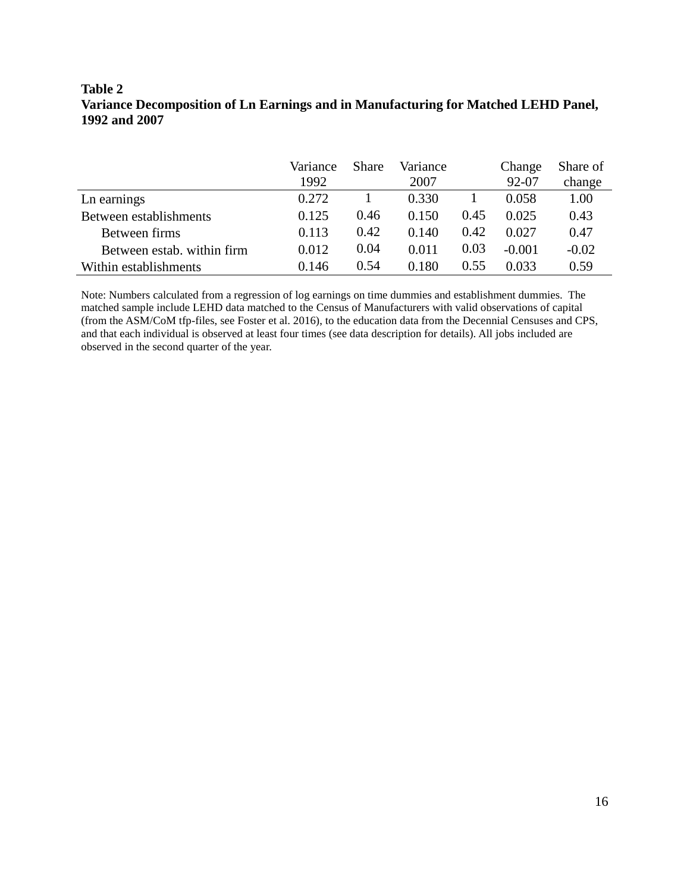**Table 2**
**Variance Decomposition of Ln Earnings and in Manufacturing for Matched LEHD Panel, 1992 and 2007**

| | Variance 1992 | Share | Variance 2007 | | Change 92-07 | Share of change |
|---|---|---|---|---|---|---|
| Ln earnings | 0.272 | 1 | 0.330 | 1 | 0.058 | 1.00 |
| Between establishments | 0.125 | 0.46 | 0.150 | 0.45 | 0.025 | 0.43 |
| Between firms | 0.113 | 0.42 | 0.140 | 0.42 | 0.027 | 0.47 |
| Between estab. within firm | 0.012 | 0.04 | 0.011 | 0.03 | -0.001 | -0.02 |
| Within establishments | 0.146 | 0.54 | 0.180 | 0.55 | 0.033 | 0.59 |

Note: Numbers calculated from a regression of log earnings on time dummies and establishment dummies. The matched sample include LEHD data matched to the Census of Manufacturers with valid observations of capital (from the ASM/CoM tfp-files, see Foster et al. 2016), to the education data from the Decennial Censuses and CPS, and that each individual is observed at least four times (see data description for details). All jobs included are observed in the second quarter of the year.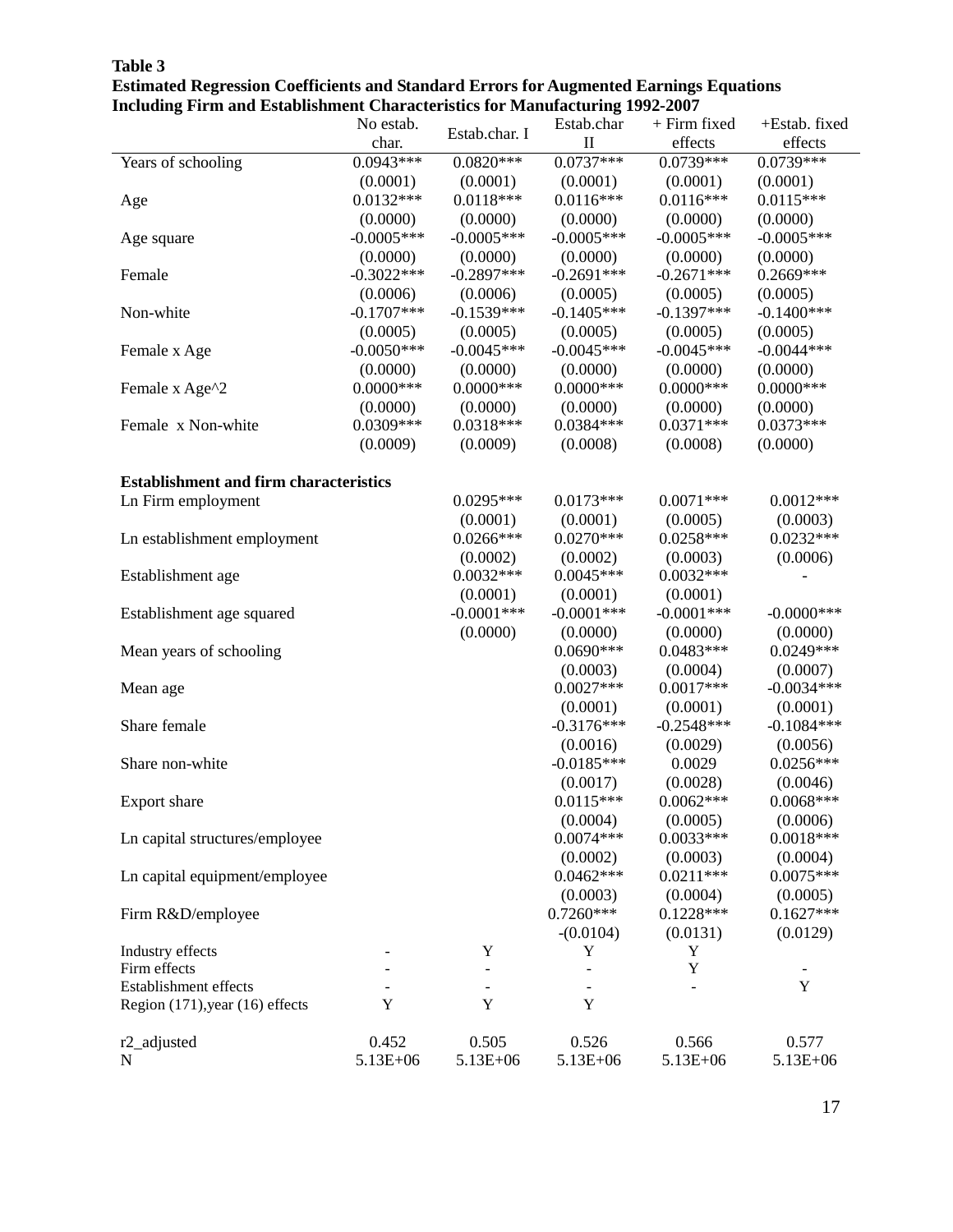**Table 3**
**Estimated Regression Coefficients and Standard Errors for Augmented Earnings Equations Including Firm and Establishment Characteristics for Manufacturing 1992-2007**

| | No estab. char. | Estab.char. I | Estab.char II | + Firm fixed effects | +Estab. fixed effects |
|---|---|---|---|---|---|
| Years of schooling | 0.0943*** | 0.0820*** | 0.0737*** | 0.0739*** | 0.0739*** |
| | (0.0001) | (0.0001) | (0.0001) | (0.0001) | (0.0001) |
| Age | 0.0132*** | 0.0118*** | 0.0116*** | 0.0116*** | 0.0115*** |
| | (0.0000) | (0.0000) | (0.0000) | (0.0000) | (0.0000) |
| Age square | -0.0005*** | -0.0005*** | -0.0005*** | -0.0005*** | -0.0005*** |
| | (0.0000) | (0.0000) | (0.0000) | (0.0000) | (0.0000) |
| Female | -0.3022*** | -0.2897*** | -0.2691*** | -0.2671*** | 0.2669*** |
| | (0.0006) | (0.0006) | (0.0005) | (0.0005) | (0.0005) |
| Non-white | -0.1707*** | -0.1539*** | -0.1405*** | -0.1397*** | -0.1400*** |
| | (0.0005) | (0.0005) | (0.0005) | (0.0005) | (0.0005) |
| Female x Age | -0.0050*** | -0.0045*** | -0.0045*** | -0.0045*** | -0.0044*** |
| | (0.0000) | (0.0000) | (0.0000) | (0.0000) | (0.0000) |
| Female x Age^2 | 0.0000*** | 0.0000*** | 0.0000*** | 0.0000*** | 0.0000*** |
| | (0.0000) | (0.0000) | (0.0000) | (0.0000) | (0.0000) |
| Female x Non-white | 0.0309*** | 0.0318*** | 0.0384*** | 0.0371*** | 0.0373*** |
| | (0.0009) | (0.0009) | (0.0008) | (0.0008) | (0.0000) |
| **Establishment and firm characteristics** | | | | | |
| Ln Firm employment | | 0.0295*** | 0.0173*** | 0.0071*** | 0.0012*** |
| | | (0.0001) | (0.0001) | (0.0005) | (0.0003) |
| Ln establishment employment | | 0.0266*** | 0.0270*** | 0.0258*** | 0.0232*** |
| | | (0.0002) | (0.0002) | (0.0003) | (0.0006) |
| Establishment age | | 0.0032*** | 0.0045*** | 0.0032*** | - |
| | | (0.0001) | (0.0001) | (0.0001) | |
| Establishment age squared | | -0.0001*** | -0.0001*** | -0.0001*** | -0.0000*** |
| | | (0.0000) | (0.0000) | (0.0000) | (0.0000) |
| Mean years of schooling | | | 0.0690*** | 0.0483*** | 0.0249*** |
| | | | (0.0003) | (0.0004) | (0.0007) |
| Mean age | | | 0.0027*** | 0.0017*** | -0.0034*** |
| | | | (0.0001) | (0.0001) | (0.0001) |
| Share female | | | -0.3176*** | -0.2548*** | -0.1084*** |
| | | | (0.0016) | (0.0029) | (0.0056) |
| Share non-white | | | -0.0185*** | 0.0029 | 0.0256*** |
| | | | (0.0017) | (0.0028) | (0.0046) |
| Export share | | | 0.0115*** | 0.0062*** | 0.0068*** |
| | | | (0.0004) | (0.0005) | (0.0006) |
| Ln capital structures/employee | | | 0.0074*** | 0.0033*** | 0.0018*** |
| | | | (0.0002) | (0.0003) | (0.0004) |
| Ln capital equipment/employee | | | 0.0462*** | 0.0211*** | 0.0075*** |
| | | | (0.0003) | (0.0004) | (0.0005) |
| Firm R&D/employee | | | 0.7260*** | 0.1228*** | 0.1627*** |
| | | | -(0.0104) | (0.0131) | (0.0129) |
| Industry effects | - | Y | Y | Y | |
| Firm effects | - | - | - | Y | - |
| Establishment effects | - | - | - | - | Y |
| Region (171),year (16) effects | Y | Y | Y | | |
| r2_adjusted | 0.452 | 0.505 | 0.526 | 0.566 | 0.577 |
| N | 5.13E+06 | 5.13E+06 | 5.13E+06 | 5.13E+06 | 5.13E+06 |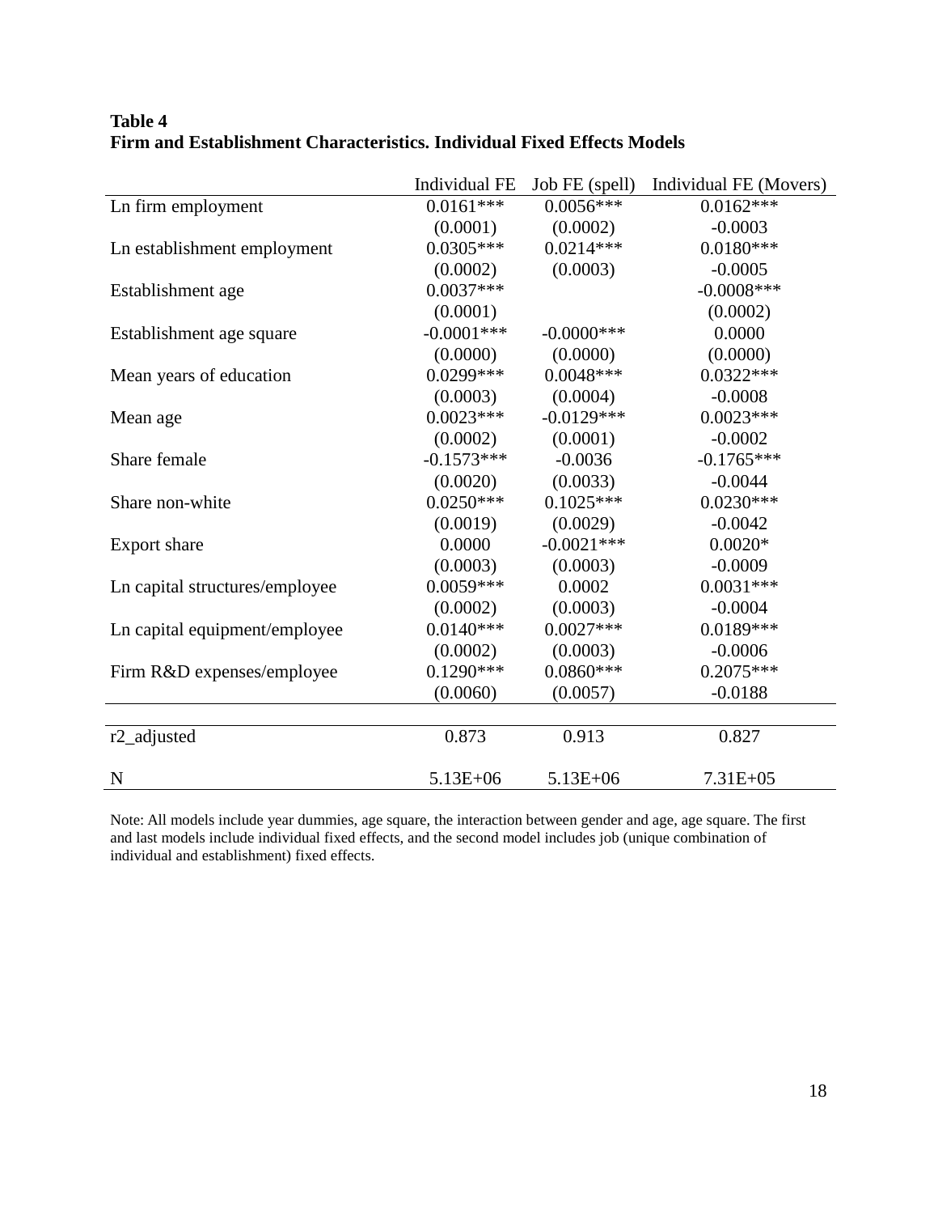**Table 4**
**Firm and Establishment Characteristics. Individual Fixed Effects Models**

| | Individual FE | Job FE (spell) | Individual FE (Movers) |
|---|---|---|---|
| Ln firm employment | 0.0161*** | 0.0056*** | 0.0162*** |
| | (0.0001) | (0.0002) | -0.0003 |
| Ln establishment employment | 0.0305*** | 0.0214*** | 0.0180*** |
| | (0.0002) | (0.0003) | -0.0005 |
| Establishment age | 0.0037*** | | -0.0008*** |
| | (0.0001) | | (0.0002) |
| Establishment age square | -0.0001*** | -0.0000*** | 0.0000 |
| | (0.0000) | (0.0000) | (0.0000) |
| Mean years of education | 0.0299*** | 0.0048*** | 0.0322*** |
| | (0.0003) | (0.0004) | -0.0008 |
| Mean age | 0.0023*** | -0.0129*** | 0.0023*** |
| | (0.0002) | (0.0001) | -0.0002 |
| Share female | -0.1573*** | -0.0036 | -0.1765*** |
| | (0.0020) | (0.0033) | -0.0044 |
| Share non-white | 0.0250*** | 0.1025*** | 0.0230*** |
| | (0.0019) | (0.0029) | -0.0042 |
| Export share | 0.0000 | -0.0021*** | 0.0020* |
| | (0.0003) | (0.0003) | -0.0009 |
| Ln capital structures/employee | 0.0059*** | 0.0002 | 0.0031*** |
| | (0.0002) | (0.0003) | -0.0004 |
| Ln capital equipment/employee | 0.0140*** | 0.0027*** | 0.0189*** |
| | (0.0002) | (0.0003) | -0.0006 |
| Firm R&D expenses/employee | 0.1290*** | 0.0860*** | 0.2075*** |
| | (0.0060) | (0.0057) | -0.0188 |
| r2_adjusted | 0.873 | 0.913 | 0.827 |
| N | 5.13E+06 | 5.13E+06 | 7.31E+05 |

Note: All models include year dummies, age square, the interaction between gender and age, age square. The first and last models include individual fixed effects, and the second model includes job (unique combination of individual and establishment) fixed effects.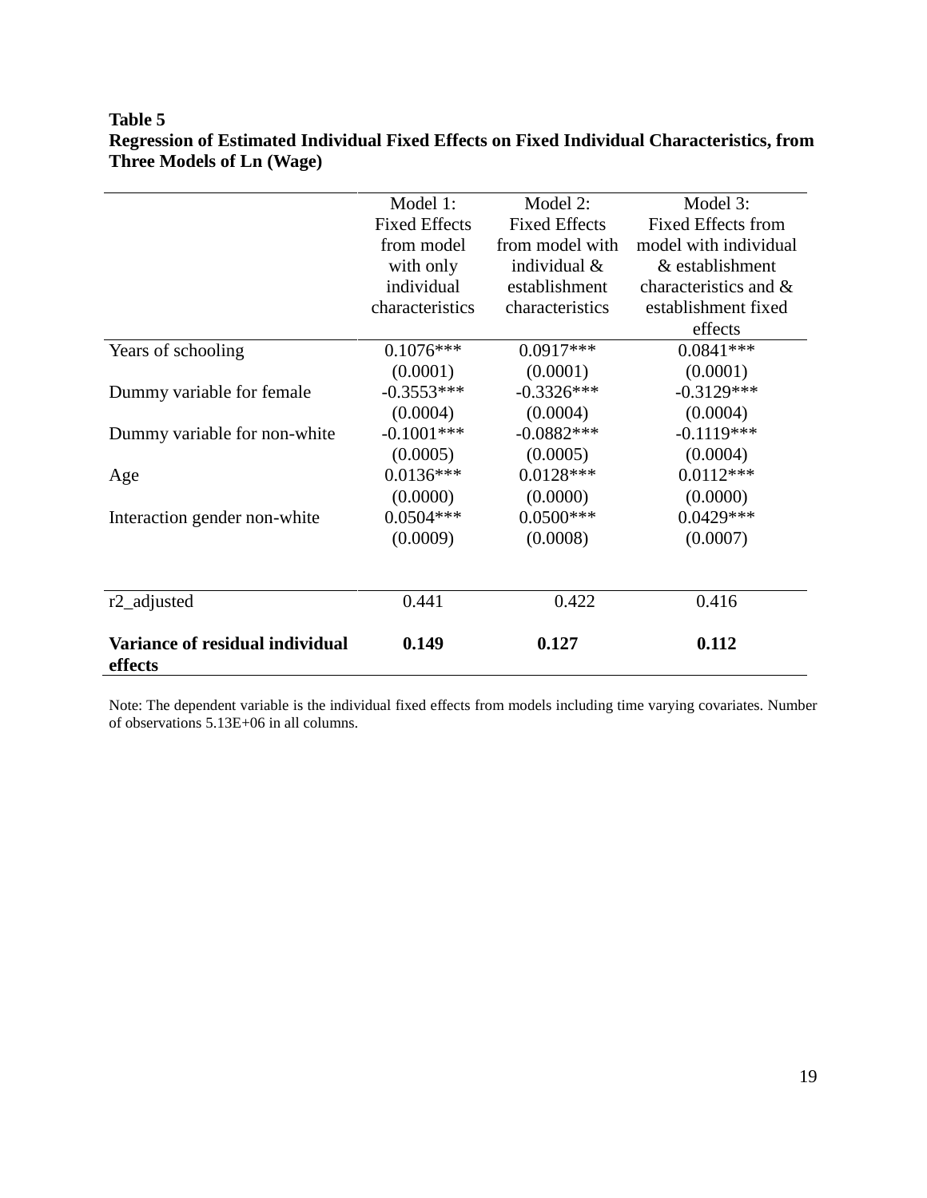**Table 5**
**Regression of Estimated Individual Fixed Effects on Fixed Individual Characteristics, from Three Models of Ln (Wage)**

| | Model 1: Fixed Effects from model with only individual characteristics | Model 2: Fixed Effects from model with individual & establishment characteristics | Model 3: Fixed Effects from model with individual & establishment characteristics and & establishment fixed effects |
|---|---|---|---|
| Years of schooling | 0.1076*** | 0.0917*** | 0.0841*** |
| | (0.0001) | (0.0001) | (0.0001) |
| Dummy variable for female | -0.3553*** | -0.3326*** | -0.3129*** |
| | (0.0004) | (0.0004) | (0.0004) |
| Dummy variable for non-white | -0.1001*** | -0.0882*** | -0.1119*** |
| | (0.0005) | (0.0005) | (0.0004) |
| Age | 0.0136*** | 0.0128*** | 0.0112*** |
| | (0.0000) | (0.0000) | (0.0000) |
| Interaction gender non-white | 0.0504*** | 0.0500*** | 0.0429*** |
| | (0.0009) | (0.0008) | (0.0007) |
| r2_adjusted | 0.441 | 0.422 | 0.416 |
| **Variance of residual individual effects** | **0.149** | **0.127** | **0.112** |

Note: The dependent variable is the individual fixed effects from models including time varying covariates. Number of observations 5.13E+06 in all columns.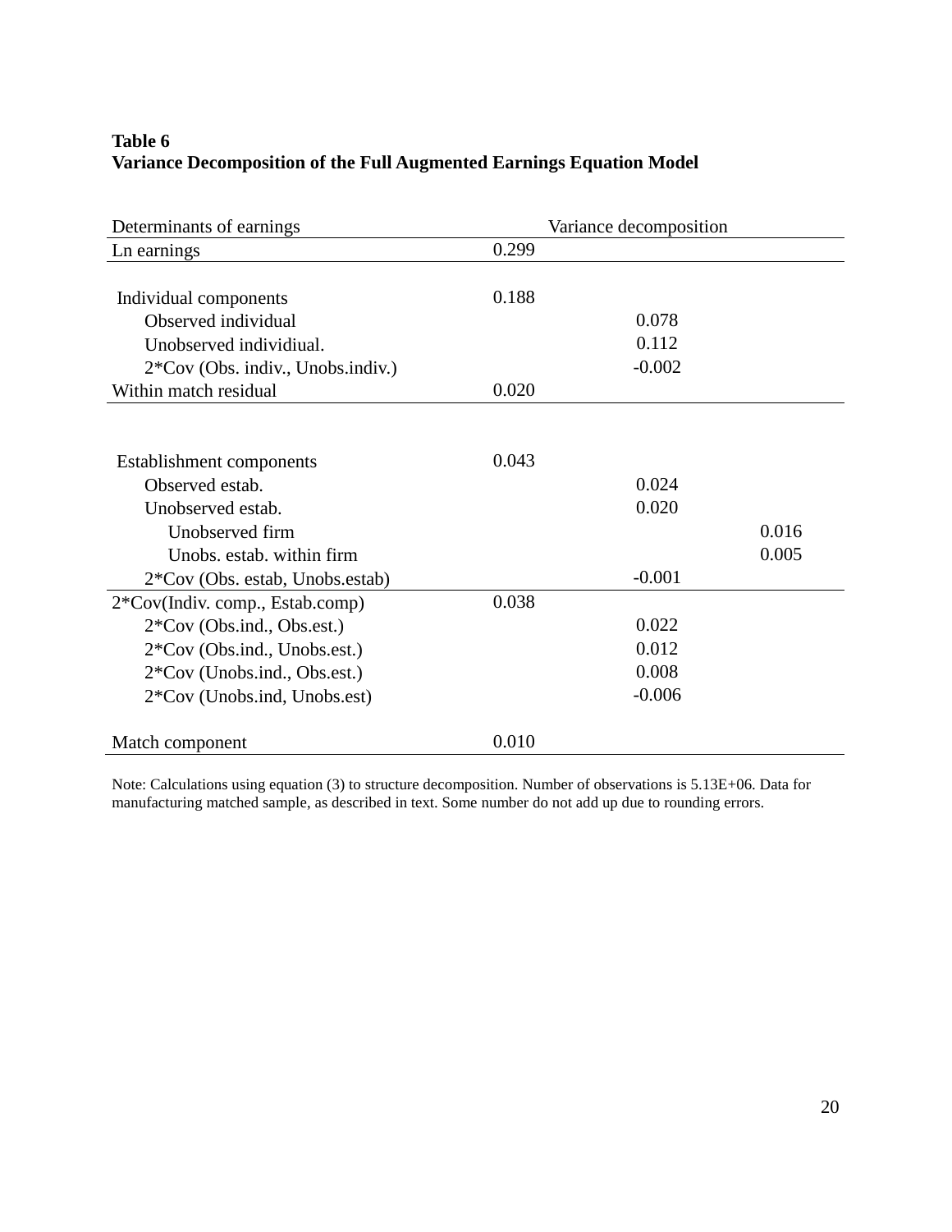**Table 6**
**Variance Decomposition of the Full Augmented Earnings Equation Model**

| Determinants of earnings | Variance decomposition | | |
|---|---|---|---|
| Ln earnings | 0.299 | | |
| | | | |
| Individual components | 0.188 | | |
| Observed individual | | 0.078 | |
| Unobserved individiual. | | 0.112 | |
| 2*Cov (Obs. indiv., Unobs.indiv.) | | -0.002 | |
| Within match residual | 0.020 | | |
| | | | |
| Establishment components | 0.043 | | |
| Observed estab. | | 0.024 | |
| Unobserved estab. | | 0.020 | |
| Unobserved firm | | | 0.016 |
| Unobs. estab. within firm | | | 0.005 |
| 2*Cov (Obs. estab, Unobs.estab) | | -0.001 | |
| 2*Cov(Indiv. comp., Estab.comp) | 0.038 | | |
| 2*Cov (Obs.ind., Obs.est.) | | 0.022 | |
| 2*Cov (Obs.ind., Unobs.est.) | | 0.012 | |
| 2*Cov (Unobs.ind., Obs.est.) | | 0.008 | |
| 2*Cov (Unobs.ind, Unobs.est) | | -0.006 | |
| | | | |
| Match component | 0.010 | | |

Note: Calculations using equation (3) to structure decomposition. Number of observations is 5.13E+06. Data for manufacturing matched sample, as described in text. Some number do not add up due to rounding errors.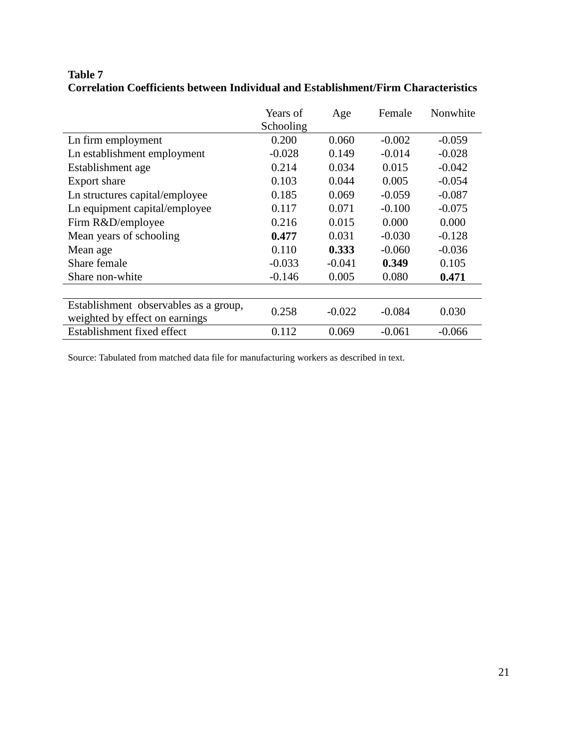**Table 7**
**Correlation Coefficients between Individual and Establishment/Firm Characteristics**

| | Years of Schooling | Age | Female | Nonwhite |
|---|---|---|---|---|
| Ln firm employment | 0.200 | 0.060 | -0.002 | -0.059 |
| Ln establishment employment | -0.028 | 0.149 | -0.014 | -0.028 |
| Establishment age | 0.214 | 0.034 | 0.015 | -0.042 |
| Export share | 0.103 | 0.044 | 0.005 | -0.054 |
| Ln structures capital/employee | 0.185 | 0.069 | -0.059 | -0.087 |
| Ln equipment capital/employee | 0.117 | 0.071 | -0.100 | -0.075 |
| Firm R&D/employee | 0.216 | 0.015 | 0.000 | 0.000 |
| Mean years of schooling | **0.477** | 0.031 | -0.030 | -0.128 |
| Mean age | 0.110 | **0.333** | -0.060 | -0.036 |
| Share female | -0.033 | -0.041 | **0.349** | 0.105 |
| Share non-white | -0.146 | 0.005 | 0.080 | **0.471** |
| | | | | |
| Establishment observables as a group, weighted by effect on earnings | 0.258 | -0.022 | -0.084 | 0.030 |
| Establishment fixed effect | 0.112 | 0.069 | -0.061 | -0.066 |

Source: Tabulated from matched data file for manufacturing workers as described in text.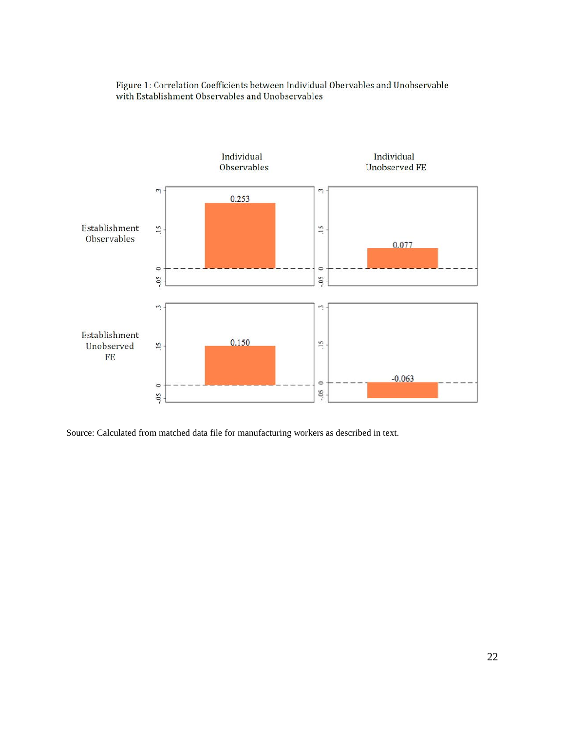Figure 1: Correlation Coefficients between Individual Obervables and Unobservable with Establishment Observables and Unobservables

| | Individual Observables | Individual Unobserved FE |
|---|---|---|
| Establishment Observables | 0.253 | 0.077 |
| Establishment Unobserved FE | 0.150 | -0.063 |

Source: Calculated from matched data file for manufacturing workers as described in text.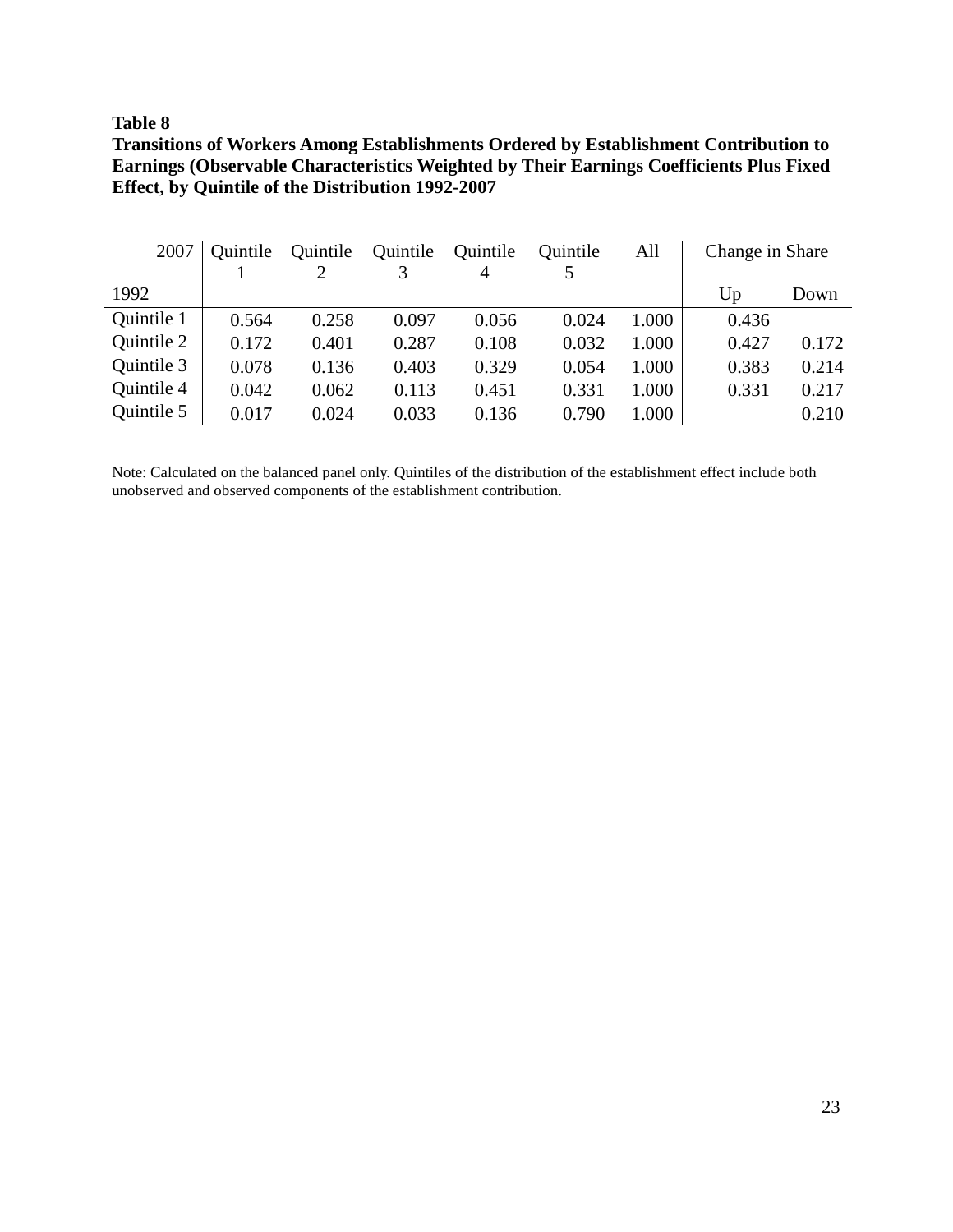**Table 8**
**Transitions of Workers Among Establishments Ordered by Establishment Contribution to Earnings (Observable Characteristics Weighted by Their Earnings Coefficients Plus Fixed Effect, by Quintile of the Distribution 1992-2007**

| 1992 \ 2007 | Quintile 1 | Quintile 2 | Quintile 3 | Quintile 4 | Quintile 5 | All | Change in Share | |
|---|---|---|---|---|---|---|---|---|
| | | | | | | | Up | Down |
| Quintile 1 | 0.564 | 0.258 | 0.097 | 0.056 | 0.024 | 1.000 | 0.436 | |
| Quintile 2 | 0.172 | 0.401 | 0.287 | 0.108 | 0.032 | 1.000 | 0.427 | 0.172 |
| Quintile 3 | 0.078 | 0.136 | 0.403 | 0.329 | 0.054 | 1.000 | 0.383 | 0.214 |
| Quintile 4 | 0.042 | 0.062 | 0.113 | 0.451 | 0.331 | 1.000 | 0.331 | 0.217 |
| Quintile 5 | 0.017 | 0.024 | 0.033 | 0.136 | 0.790 | 1.000 | | 0.210 |

Note: Calculated on the balanced panel only. Quintiles of the distribution of the establishment effect include both unobserved and observed components of the establishment contribution.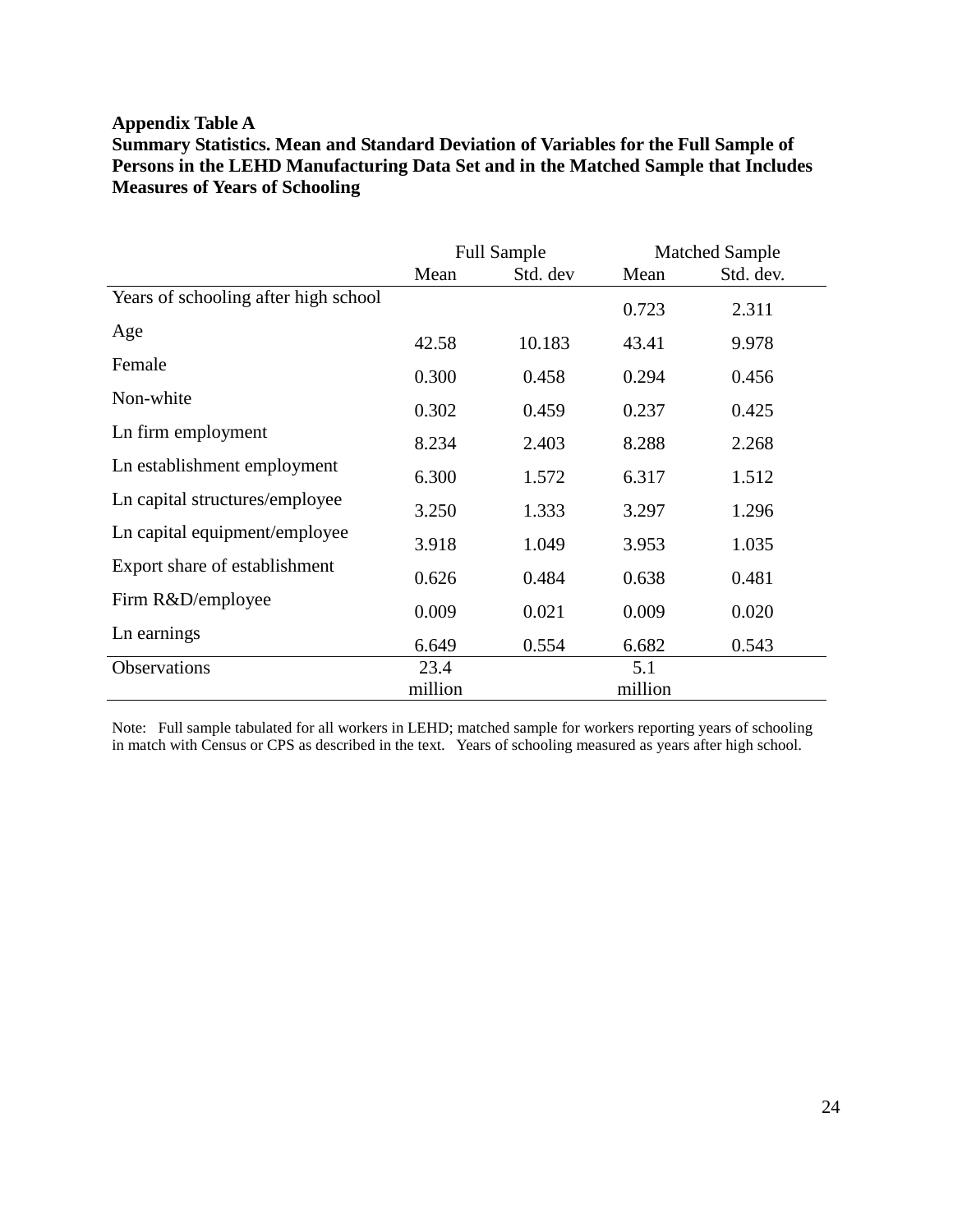**Appendix Table A**
**Summary Statistics. Mean and Standard Deviation of Variables for the Full Sample of Persons in the LEHD Manufacturing Data Set and in the Matched Sample that Includes Measures of Years of Schooling**

| | Full Sample | | Matched Sample | |
|---|---|---|---|---|
| | Mean | Std. dev | Mean | Std. dev. |
| Years of schooling after high school | | | 0.723 | 2.311 |
| Age | 42.58 | 10.183 | 43.41 | 9.978 |
| Female | 0.300 | 0.458 | 0.294 | 0.456 |
| Non-white | 0.302 | 0.459 | 0.237 | 0.425 |
| Ln firm employment | 8.234 | 2.403 | 8.288 | 2.268 |
| Ln establishment employment | 6.300 | 1.572 | 6.317 | 1.512 |
| Ln capital structures/employee | 3.250 | 1.333 | 3.297 | 1.296 |
| Ln capital equipment/employee | 3.918 | 1.049 | 3.953 | 1.035 |
| Export share of establishment | 0.626 | 0.484 | 0.638 | 0.481 |
| Firm R&D/employee | 0.009 | 0.021 | 0.009 | 0.020 |
| Ln earnings | 6.649 | 0.554 | 6.682 | 0.543 |
| Observations | 23.4 million | | 5.1 million | |

Note: Full sample tabulated for all workers in LEHD; matched sample for workers reporting years of schooling in match with Census or CPS as described in the text. Years of schooling measured as years after high school.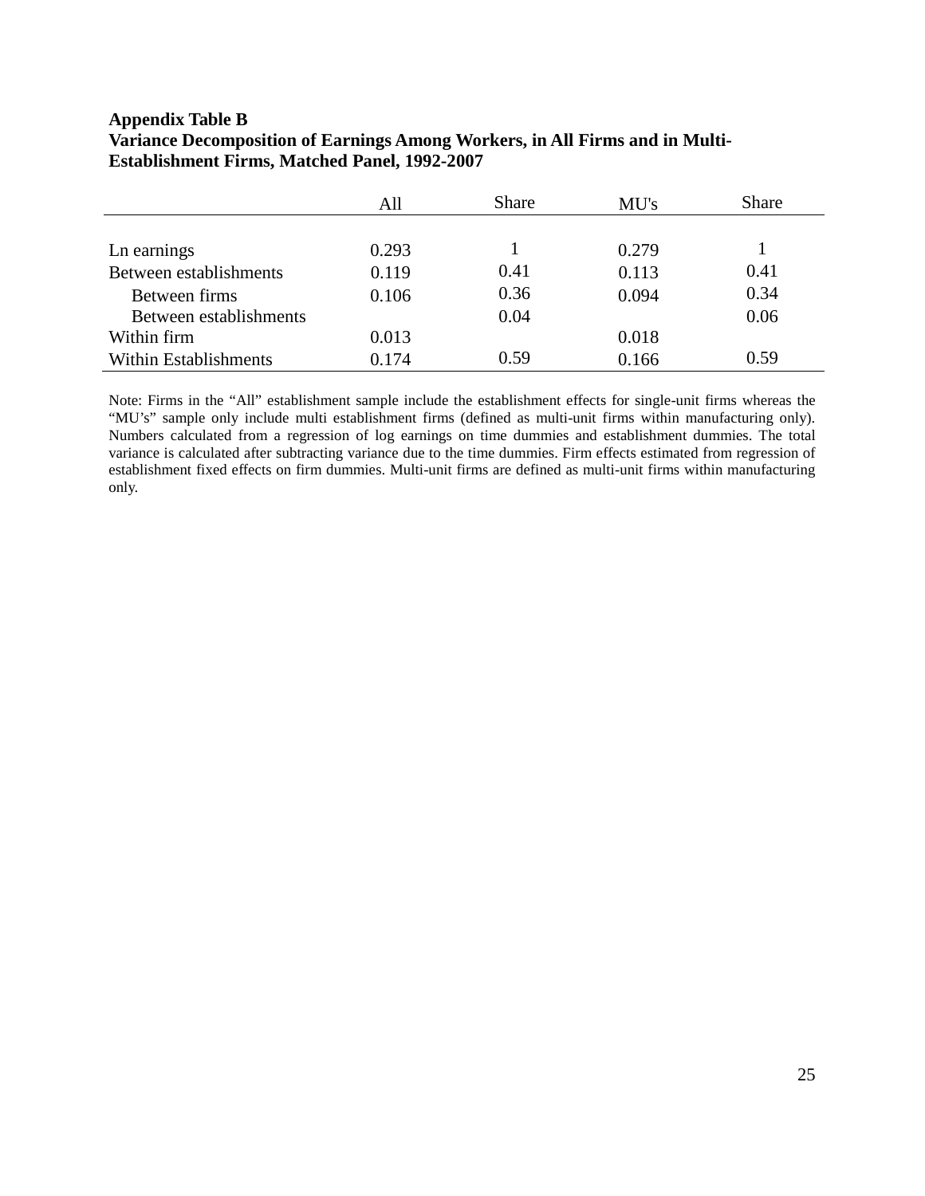**Appendix Table B**
**Variance Decomposition of Earnings Among Workers, in All Firms and in Multi-Establishment Firms, Matched Panel, 1992-2007**

| | All | Share | MU's | Share |
|---|---|---|---|---|
| Ln earnings | 0.293 | 1 | 0.279 | 1 |
| Between establishments | 0.119 | 0.41 | 0.113 | 0.41 |
| Between firms | 0.106 | 0.36 | 0.094 | 0.34 |
| Between establishments | | 0.04 | | 0.06 |
| Within firm | 0.013 | | 0.018 | |
| Within Establishments | 0.174 | 0.59 | 0.166 | 0.59 |

Note: Firms in the "All" establishment sample include the establishment effects for single-unit firms whereas the "MU's" sample only include multi establishment firms (defined as multi-unit firms within manufacturing only). Numbers calculated from a regression of log earnings on time dummies and establishment dummies. The total variance is calculated after subtracting variance due to the time dummies. Firm effects estimated from regression of establishment fixed effects on firm dummies. Multi-unit firms are defined as multi-unit firms within manufacturing only.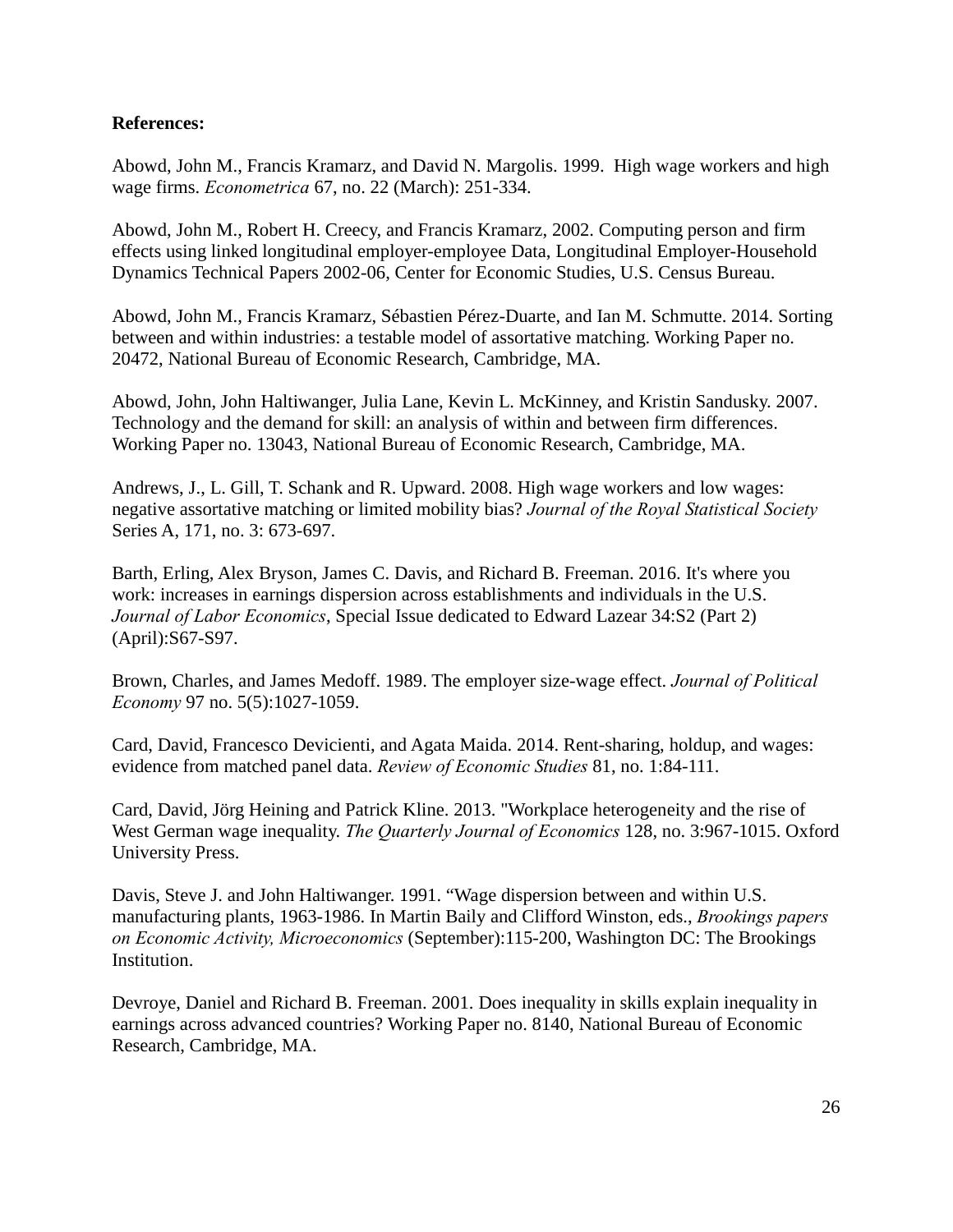**References:**

Abowd, John M., Francis Kramarz, and David N. Margolis. 1999. High wage workers and high wage firms. *Econometrica* 67, no. 22 (March): 251-334.

Abowd, John M., Robert H. Creecy, and Francis Kramarz, 2002. Computing person and firm effects using linked longitudinal employer-employee Data, Longitudinal Employer-Household Dynamics Technical Papers 2002-06, Center for Economic Studies, U.S. Census Bureau.

Abowd, John M., Francis Kramarz, Sébastien Pérez-Duarte, and Ian M. Schmutte. 2014. Sorting between and within industries: a testable model of assortative matching. Working Paper no. 20472, National Bureau of Economic Research, Cambridge, MA.

Abowd, John, John Haltiwanger, Julia Lane, Kevin L. McKinney, and Kristin Sandusky. 2007. Technology and the demand for skill: an analysis of within and between firm differences. Working Paper no. 13043, National Bureau of Economic Research, Cambridge, MA.

Andrews, J., L. Gill, T. Schank and R. Upward. 2008. High wage workers and low wages: negative assortative matching or limited mobility bias? *Journal of the Royal Statistical Society* Series A, 171, no. 3: 673-697.

Barth, Erling, Alex Bryson, James C. Davis, and Richard B. Freeman. 2016. It's where you work: increases in earnings dispersion across establishments and individuals in the U.S. *Journal of Labor Economics*, Special Issue dedicated to Edward Lazear 34:S2 (Part 2) (April):S67-S97.

Brown, Charles, and James Medoff. 1989. The employer size-wage effect. *Journal of Political Economy* 97 no. 5(5):1027-1059.

Card, David, Francesco Devicienti, and Agata Maida. 2014. Rent-sharing, holdup, and wages: evidence from matched panel data. *Review of Economic Studies* 81, no. 1:84-111.

Card, David, Jörg Heining and Patrick Kline. 2013. "Workplace heterogeneity and the rise of West German wage inequality. *The Quarterly Journal of Economics* 128, no. 3:967-1015. Oxford University Press.

Davis, Steve J. and John Haltiwanger. 1991. "Wage dispersion between and within U.S. manufacturing plants, 1963-1986. In Martin Baily and Clifford Winston, eds., *Brookings papers on Economic Activity, Microeconomics* (September):115-200, Washington DC: The Brookings Institution.

Devroye, Daniel and Richard B. Freeman. 2001. Does inequality in skills explain inequality in earnings across advanced countries? Working Paper no. 8140, National Bureau of Economic Research, Cambridge, MA.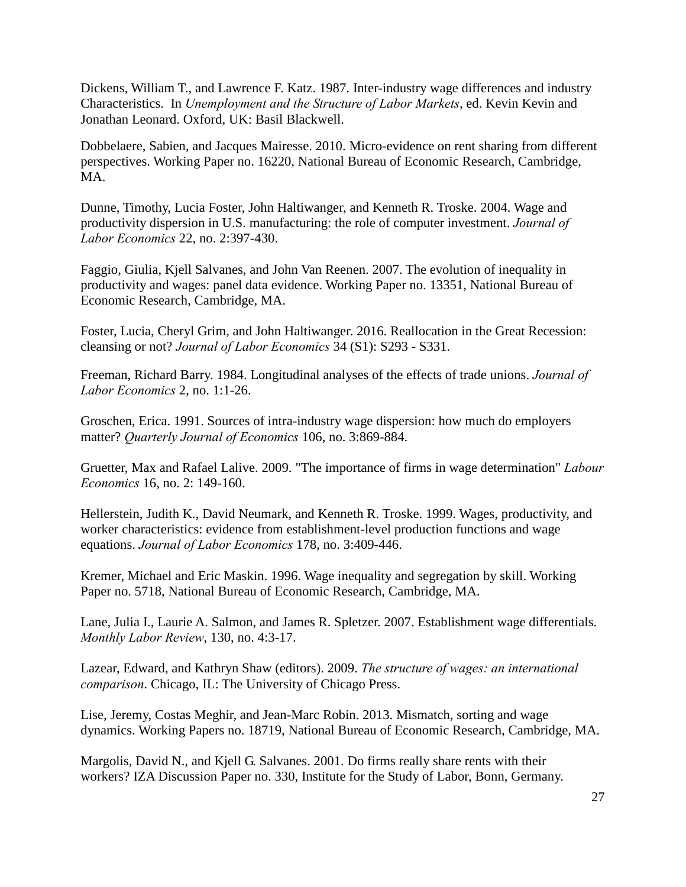Dickens, William T., and Lawrence F. Katz. 1987. Inter-industry wage differences and industry Characteristics. In *Unemployment and the Structure of Labor Markets*, ed. Kevin Kevin and Jonathan Leonard. Oxford, UK: Basil Blackwell.

Dobbelaere, Sabien, and Jacques Mairesse. 2010. Micro-evidence on rent sharing from different perspectives. Working Paper no. 16220, National Bureau of Economic Research, Cambridge, MA.

Dunne, Timothy, Lucia Foster, John Haltiwanger, and Kenneth R. Troske. 2004. Wage and productivity dispersion in U.S. manufacturing: the role of computer investment. *Journal of Labor Economics* 22, no. 2:397-430.

Faggio, Giulia, Kjell Salvanes, and John Van Reenen. 2007. The evolution of inequality in productivity and wages: panel data evidence. Working Paper no. 13351, National Bureau of Economic Research, Cambridge, MA.

Foster, Lucia, Cheryl Grim, and John Haltiwanger. 2016. Reallocation in the Great Recession: cleansing or not? *Journal of Labor Economics* 34 (S1): S293 - S331.

Freeman, Richard Barry. 1984. Longitudinal analyses of the effects of trade unions. *Journal of Labor Economics* 2, no. 1:1-26.

Groschen, Erica. 1991. Sources of intra-industry wage dispersion: how much do employers matter? *Quarterly Journal of Economics* 106, no. 3:869-884.

Gruetter, Max and Rafael Lalive. 2009. "The importance of firms in wage determination" *Labour Economics* 16, no. 2: 149-160.

Hellerstein, Judith K., David Neumark, and Kenneth R. Troske. 1999. Wages, productivity, and worker characteristics: evidence from establishment-level production functions and wage equations. *Journal of Labor Economics* 178, no. 3:409-446.

Kremer, Michael and Eric Maskin. 1996. Wage inequality and segregation by skill. Working Paper no. 5718, National Bureau of Economic Research, Cambridge, MA.

Lane, Julia I., Laurie A. Salmon, and James R. Spletzer. 2007. Establishment wage differentials. *Monthly Labor Review*, 130, no. 4:3-17.

Lazear, Edward, and Kathryn Shaw (editors). 2009. *The structure of wages: an international comparison*. Chicago, IL: The University of Chicago Press.

Lise, Jeremy, Costas Meghir, and Jean-Marc Robin. 2013. Mismatch, sorting and wage dynamics. Working Papers no. 18719, National Bureau of Economic Research, Cambridge, MA.

Margolis, David N., and Kjell G. Salvanes. 2001. Do firms really share rents with their workers? IZA Discussion Paper no. 330, Institute for the Study of Labor, Bonn, Germany.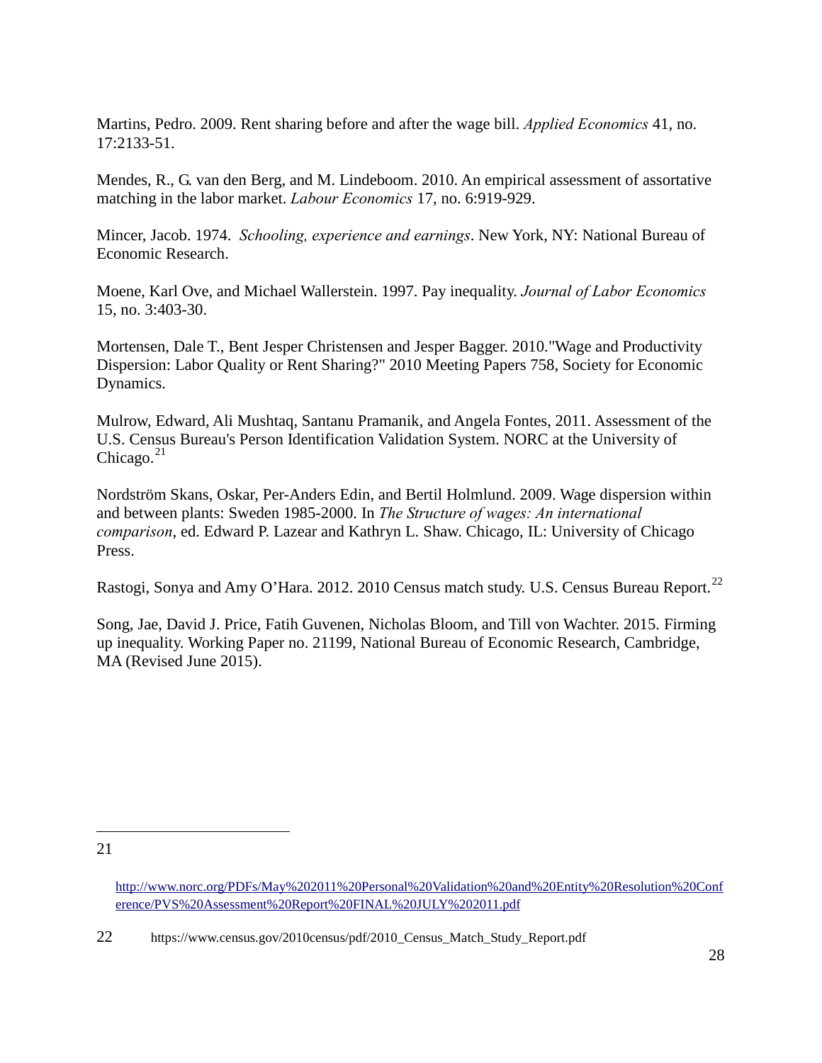Martins, Pedro. 2009. Rent sharing before and after the wage bill. *Applied Economics* 41, no. 17:2133-51.

Mendes, R., G. van den Berg, and M. Lindeboom. 2010. An empirical assessment of assortative matching in the labor market. *Labour Economics* 17, no. 6:919-929.

Mincer, Jacob. 1974. *Schooling, experience and earnings*. New York, NY: National Bureau of Economic Research.

Moene, Karl Ove, and Michael Wallerstein. 1997. Pay inequality. *Journal of Labor Economics* 15, no. 3:403-30.

Mortensen, Dale T., Bent Jesper Christensen and Jesper Bagger. 2010."Wage and Productivity Dispersion: Labor Quality or Rent Sharing?" 2010 Meeting Papers 758, Society for Economic Dynamics.

Mulrow, Edward, Ali Mushtaq, Santanu Pramanik, and Angela Fontes, 2011. Assessment of the U.S. Census Bureau's Person Identification Validation System. NORC at the University of Chicago.[21]

Nordström Skans, Oskar, Per-Anders Edin, and Bertil Holmlund. 2009. Wage dispersion within and between plants: Sweden 1985-2000. In *The Structure of wages: An international comparison*, ed. Edward P. Lazear and Kathryn L. Shaw. Chicago, IL: University of Chicago Press.

Rastogi, Sonya and Amy O'Hara. 2012. 2010 Census match study. U.S. Census Bureau Report.[22]

Song, Jae, David J. Price, Fatih Guvenen, Nicholas Bloom, and Till von Wachter. 2015. Firming up inequality. Working Paper no. 21199, National Bureau of Economic Research, Cambridge, MA (Revised June 2015).

---

21 http://www.norc.org/PDFs/May%202011%20Personal%20Validation%20and%20Entity%20Resolution%20Conference/PVS%20Assessment%20Report%20FINAL%20JULY%202011.pdf

22 https://www.census.gov/2010census/pdf/2010_Census_Match_Study_Report.pdf